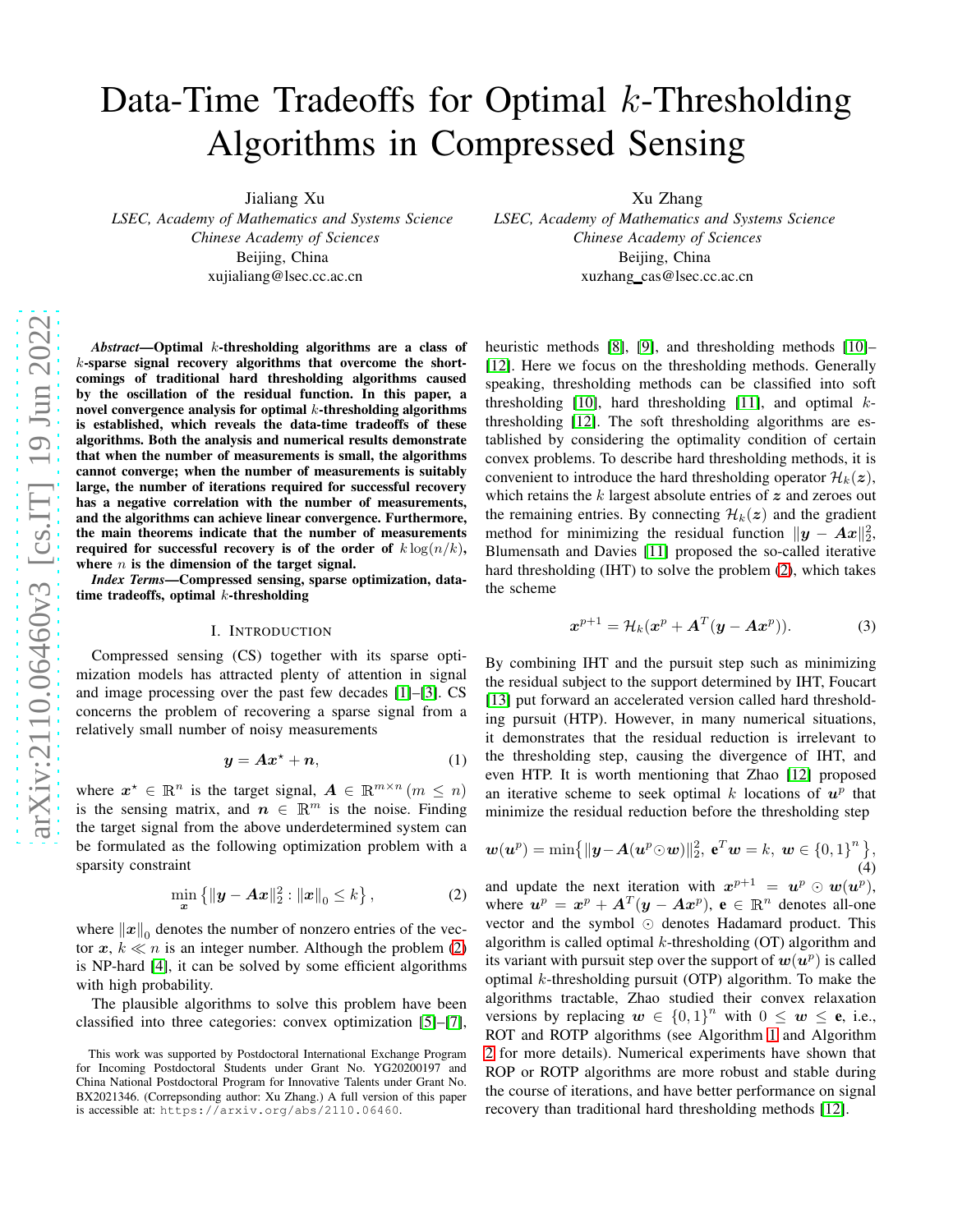# Data-Time Tradeoffs for Optimal $k$-Thresholding Algorithms in Compressed Sensing

Jialiang Xu
*LSEC, Academy of Mathematics and Systems Science*
*Chinese Academy of Sciences*
Beijing, China
xujialiang@lsec.cc.ac.cn

Xu Zhang
*LSEC, Academy of Mathematics and Systems Science*
*Chinese Academy of Sciences*
Beijing, China
xuzhang_cas@lsec.cc.ac.cn

***Abstract*—Optimal $k$-thresholding algorithms are a class of $k$-sparse signal recovery algorithms that overcome the shortcomings of traditional hard thresholding algorithms caused by the oscillation of the residual function. In this paper, a novel convergence analysis for optimal $k$-thresholding algorithms is established, which reveals the data-time tradeoffs of these algorithms. Both the analysis and numerical results demonstrate that when the number of measurements is small, the algorithms cannot converge; when the number of measurements is suitably large, the number of iterations required for successful recovery has a negative correlation with the number of measurements, and the algorithms can achieve linear convergence. Furthermore, the main theorems indicate that the number of measurements required for successful recovery is of the order of $k\log(n/k)$, where $n$ is the dimension of the target signal.**

***Index Terms*—Compressed sensing, sparse optimization, data-time tradeoffs, optimal $k$-thresholding**

## I. Introduction

Compressed sensing (CS) together with its sparse optimization models has attracted plenty of attention in signal and image processing over the past few decades [1]–[3]. CS concerns the problem of recovering a sparse signal from a relatively small number of noisy measurements

$$\boldsymbol{y} = \boldsymbol{A}\boldsymbol{x}^\star + \boldsymbol{n}, \tag{1}$$

where $\boldsymbol{x}^\star \in \mathbb{R}^n$ is the target signal, $\boldsymbol{A} \in \mathbb{R}^{m\times n}\,(m \le n)$ is the sensing matrix, and $\boldsymbol{n} \in \mathbb{R}^m$ is the noise. Finding the target signal from the above underdetermined system can be formulated as the following optimization problem with a sparsity constraint

$$\min_{\boldsymbol{x}} \left\{ \|\boldsymbol{y} - \boldsymbol{A}\boldsymbol{x}\|_2^2 : \|\boldsymbol{x}\|_0 \le k \right\}, \tag{2}$$

where $\|\boldsymbol{x}\|_0$ denotes the number of nonzero entries of the vector $\boldsymbol{x}$, $k \ll n$ is an integer number. Although the problem (2) is NP-hard [4], it can be solved by some efficient algorithms with high probability.

The plausible algorithms to solve this problem have been classified into three categories: convex optimization [5]–[7], heuristic methods [8], [9], and thresholding methods [10]–[12]. Here we focus on the thresholding methods. Generally speaking, thresholding methods can be classified into soft thresholding [10], hard thresholding [11], and optimal $k$-thresholding [12]. The soft thresholding algorithms are established by considering the optimality condition of certain convex problems. To describe hard thresholding methods, it is convenient to introduce the hard thresholding operator $\mathcal{H}_k(\boldsymbol{z})$, which retains the $k$ largest absolute entries of $\boldsymbol{z}$ and zeroes out the remaining entries. By connecting $\mathcal{H}_k(\boldsymbol{z})$ and the gradient method for minimizing the residual function $\|\boldsymbol{y} - \boldsymbol{A}\boldsymbol{x}\|_2^2$, Blumensath and Davies [11] proposed the so-called iterative hard thresholding (IHT) to solve the problem (2), which takes the scheme

$$\boldsymbol{x}^{p+1} = \mathcal{H}_k(\boldsymbol{x}^p + \boldsymbol{A}^T(\boldsymbol{y} - \boldsymbol{A}\boldsymbol{x}^p)). \tag{3}$$

By combining IHT and the pursuit step such as minimizing the residual subject to the support determined by IHT, Foucart [13] put forward an accelerated version called hard thresholding pursuit (HTP). However, in many numerical situations, it demonstrates that the residual reduction is irrelevant to the thresholding step, causing the divergence of IHT, and even HTP. It is worth mentioning that Zhao [12] proposed an iterative scheme to seek optimal $k$ locations of $\boldsymbol{u}^p$ that minimize the residual reduction before the thresholding step

$$\boldsymbol{w}(\boldsymbol{u}^p) = \min\left\{ \|\boldsymbol{y} - \boldsymbol{A}(\boldsymbol{u}^p \odot \boldsymbol{w})\|_2^2,\ \mathbf{e}^T\boldsymbol{w} = k,\ \boldsymbol{w} \in \{0,1\}^n \right\}, \tag{4}$$

and update the next iteration with $\boldsymbol{x}^{p+1} = \boldsymbol{u}^p \odot \boldsymbol{w}(\boldsymbol{u}^p)$, where $\boldsymbol{u}^p = \boldsymbol{x}^p + \boldsymbol{A}^T(\boldsymbol{y} - \boldsymbol{A}\boldsymbol{x}^p)$, $\mathbf{e} \in \mathbb{R}^n$ denotes all-one vector and the symbol $\odot$ denotes Hadamard product. This algorithm is called optimal $k$-thresholding (OT) algorithm and its variant with pursuit step over the support of $\boldsymbol{w}(\boldsymbol{u}^p)$ is called optimal $k$-thresholding pursuit (OTP) algorithm. To make the algorithms tractable, Zhao studied their convex relaxation versions by replacing $\boldsymbol{w} \in \{0,1\}^n$ with $0 \le \boldsymbol{w} \le \mathbf{e}$, i.e., ROT and ROTP algorithms (see Algorithm 1 and Algorithm 2 for more details). Numerical experiments have shown that ROP or ROTP algorithms are more robust and stable during the course of iterations, and have better performance on signal recovery than traditional hard thresholding methods [12].

This work was supported by Postdoctoral International Exchange Program for Incoming Postdoctoral Students under Grant No. YG20200197 and China National Postdoctoral Program for Innovative Talents under Grant No. BX2021346. (Correpsonding author: Xu Zhang.) A full version of this paper is accessible at: https://arxiv.org/abs/2110.06460.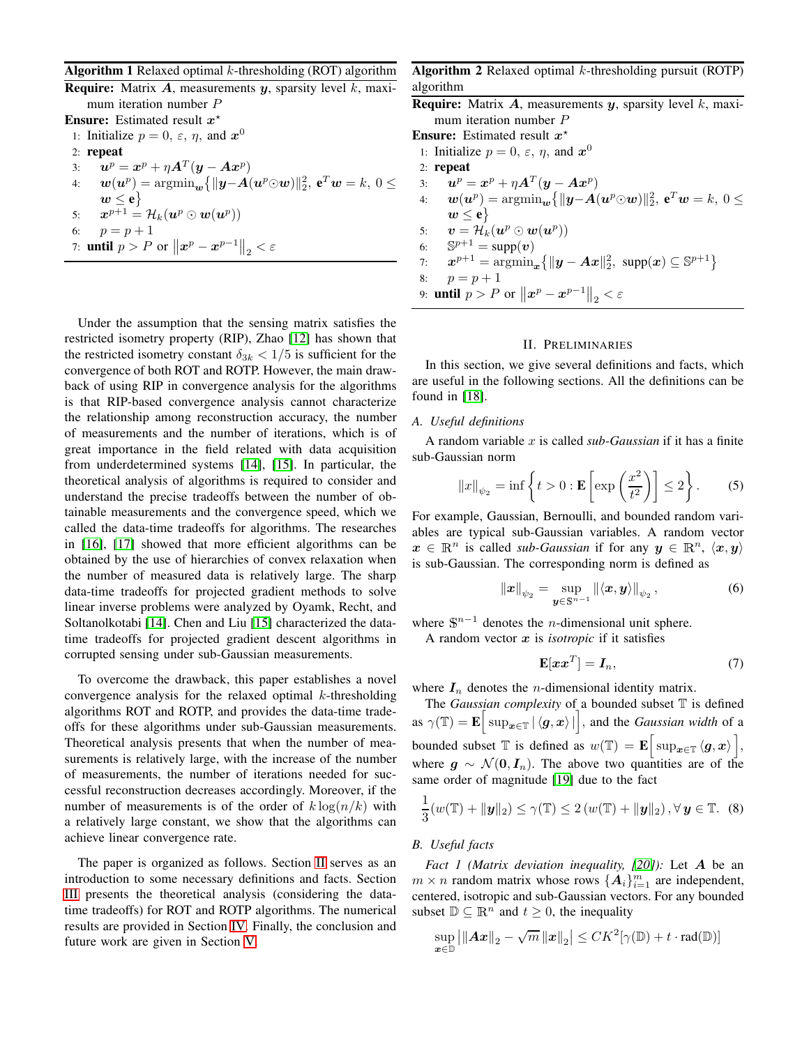**Algorithm 1** Relaxed optimal $k$-thresholding (ROT) algorithm

**Require:** Matrix $\boldsymbol{A}$, measurements $\boldsymbol{y}$, sparsity level $k$, maximum iteration number $P$

**Ensure:** Estimated result $\boldsymbol{x}^\star$

1: Initialize $p = 0$, $\varepsilon$, $\eta$, and $\boldsymbol{x}^0$
2: **repeat**
3: $\quad \boldsymbol{u}^p = \boldsymbol{x}^p + \eta \boldsymbol{A}^T(\boldsymbol{y} - \boldsymbol{A}\boldsymbol{x}^p)$
4: $\quad \boldsymbol{w}(\boldsymbol{u}^p) = \operatorname{argmin}_{\boldsymbol{w}}\big\{\|\boldsymbol{y}-\boldsymbol{A}(\boldsymbol{u}^p \odot \boldsymbol{w})\|_2^2,\ \mathbf{e}^T\boldsymbol{w} = k,\ 0 \le \boldsymbol{w} \le \mathbf{e}\big\}$
5: $\quad \boldsymbol{x}^{p+1} = \mathcal{H}_k(\boldsymbol{u}^p \odot \boldsymbol{w}(\boldsymbol{u}^p))$
6: $\quad p = p + 1$
7: **until** $p > P$ or $\left\|\boldsymbol{x}^p - \boldsymbol{x}^{p-1}\right\|_2 < \varepsilon$

**Algorithm 2** Relaxed optimal $k$-thresholding pursuit (ROTP) algorithm

**Require:** Matrix $\boldsymbol{A}$, measurements $\boldsymbol{y}$, sparsity level $k$, maximum iteration number $P$

**Ensure:** Estimated result $\boldsymbol{x}^\star$

1: Initialize $p = 0$, $\varepsilon$, $\eta$, and $\boldsymbol{x}^0$
2: **repeat**
3: $\quad \boldsymbol{u}^p = \boldsymbol{x}^p + \eta \boldsymbol{A}^T(\boldsymbol{y} - \boldsymbol{A}\boldsymbol{x}^p)$
4: $\quad \boldsymbol{w}(\boldsymbol{u}^p) = \operatorname{argmin}_{\boldsymbol{w}}\big\{\|\boldsymbol{y}-\boldsymbol{A}(\boldsymbol{u}^p \odot \boldsymbol{w})\|_2^2,\ \mathbf{e}^T\boldsymbol{w} = k,\ 0 \le \boldsymbol{w} \le \mathbf{e}\big\}$
5: $\quad \boldsymbol{v} = \mathcal{H}_k(\boldsymbol{u}^p \odot \boldsymbol{w}(\boldsymbol{u}^p))$
6: $\quad \mathbb{S}^{p+1} = \operatorname{supp}(\boldsymbol{v})$
7: $\quad \boldsymbol{x}^{p+1} = \operatorname{argmin}_{\boldsymbol{x}}\big\{\|\boldsymbol{y} - \boldsymbol{A}\boldsymbol{x}\|_2^2,\ \operatorname{supp}(\boldsymbol{x}) \subseteq \mathbb{S}^{p+1}\big\}$
8: $\quad p = p + 1$
9: **until** $p > P$ or $\left\|\boldsymbol{x}^p - \boldsymbol{x}^{p-1}\right\|_2 < \varepsilon$

Under the assumption that the sensing matrix satisfies the restricted isometry property (RIP), Zhao [12] has shown that the restricted isometry constant $\delta_{3k} < 1/5$ is sufficient for the convergence of both ROT and ROTP. However, the main drawback of using RIP in convergence analysis for the algorithms is that RIP-based convergence analysis cannot characterize the relationship among reconstruction accuracy, the number of measurements and the number of iterations, which is of great importance in the field related with data acquisition from underdetermined systems [14], [15]. In particular, the theoretical analysis of algorithms is required to consider and understand the precise tradeoffs between the number of obtainable measurements and the convergence speed, which we called the data-time tradeoffs for algorithms. The researches in [16], [17] showed that more efficient algorithms can be obtained by the use of hierarchies of convex relaxation when the number of measured data is relatively large. The sharp data-time tradeoffs for projected gradient methods to solve linear inverse problems were analyzed by Oyamk, Recht, and Soltanolkotabi [14]. Chen and Liu [15] characterized the data-time tradeoffs for projected gradient descent algorithms in corrupted sensing under sub-Gaussian measurements.

To overcome the drawback, this paper establishes a novel convergence analysis for the relaxed optimal $k$-thresholding algorithms ROT and ROTP, and provides the data-time tradeoffs for these algorithms under sub-Gaussian measurements. Theoretical analysis presents that when the number of measurements is relatively large, with the increase of the number of measurements, the number of iterations needed for successful reconstruction decreases accordingly. Moreover, if the number of measurements is of the order of $k\log(n/k)$ with a relatively large constant, we show that the algorithms can achieve linear convergence rate.

The paper is organized as follows. Section II serves as an introduction to some necessary definitions and facts. Section III presents the theoretical analysis (considering the data-time tradeoffs) for ROT and ROTP algorithms. The numerical results are provided in Section IV. Finally, the conclusion and future work are given in Section V.

## II. Preliminaries

In this section, we give several definitions and facts, which are useful in the following sections. All the definitions can be found in [18].

### A. Useful definitions

A random variable $x$ is called *sub-Gaussian* if it has a finite sub-Gaussian norm

$$\|x\|_{\psi_2} = \inf\left\{t > 0 : \mathbf{E}\left[\exp\left(\frac{x^2}{t^2}\right)\right] \le 2\right\}. \tag{5}$$

For example, Gaussian, Bernoulli, and bounded random variables are typical sub-Gaussian variables. A random vector $\boldsymbol{x} \in \mathbb{R}^n$ is called *sub-Gaussian* if for any $\boldsymbol{y} \in \mathbb{R}^n$, $\langle \boldsymbol{x}, \boldsymbol{y}\rangle$ is sub-Gaussian. The corresponding norm is defined as

$$\|\boldsymbol{x}\|_{\psi_2} = \sup_{\boldsymbol{y}\in\mathbb{S}^{n-1}} \|\langle \boldsymbol{x}, \boldsymbol{y}\rangle\|_{\psi_2}, \tag{6}$$

where $\mathbb{S}^{n-1}$ denotes the $n$-dimensional unit sphere.

A random vector $\boldsymbol{x}$ is *isotropic* if it satisfies

$$\mathbf{E}[\boldsymbol{x}\boldsymbol{x}^T] = \boldsymbol{I}_n, \tag{7}$$

where $\boldsymbol{I}_n$ denotes the $n$-dimensional identity matrix.

The *Gaussian complexity* of a bounded subset $\mathbb{T}$ is defined as $\gamma(\mathbb{T}) = \mathbf{E}\Big[\sup_{\boldsymbol{x}\in\mathbb{T}} |\langle \boldsymbol{g}, \boldsymbol{x}\rangle|\Big]$, and the *Gaussian width* of a bounded subset $\mathbb{T}$ is defined as $w(\mathbb{T}) = \mathbf{E}\Big[\sup_{\boldsymbol{x}\in\mathbb{T}} \langle \boldsymbol{g}, \boldsymbol{x}\rangle\Big]$, where $\boldsymbol{g} \sim \mathcal{N}(\boldsymbol{0}, \boldsymbol{I}_n)$. The above two quantities are of the same order of magnitude [19] due to the fact

$$\frac{1}{3}(w(\mathbb{T}) + \|\boldsymbol{y}\|_2) \le \gamma(\mathbb{T}) \le 2\left(w(\mathbb{T}) + \|\boldsymbol{y}\|_2\right), \forall\, \boldsymbol{y} \in \mathbb{T}. \tag{8}$$

### B. Useful facts

*Fact 1 (Matrix deviation inequality, [20]):* Let $\boldsymbol{A}$ be an $m \times n$ random matrix whose rows $\{\boldsymbol{A}_i\}_{i=1}^m$ are independent, centered, isotropic and sub-Gaussian vectors. For any bounded subset $\mathbb{D} \subseteq \mathbb{R}^n$ and $t \ge 0$, the inequality

$$\sup_{\boldsymbol{x}\in\mathbb{D}} \left|\|\boldsymbol{A}\boldsymbol{x}\|_2 - \sqrt{m}\,\|\boldsymbol{x}\|_2\right| \le CK^2[\gamma(\mathbb{D}) + t\cdot \operatorname{rad}(\mathbb{D})]$$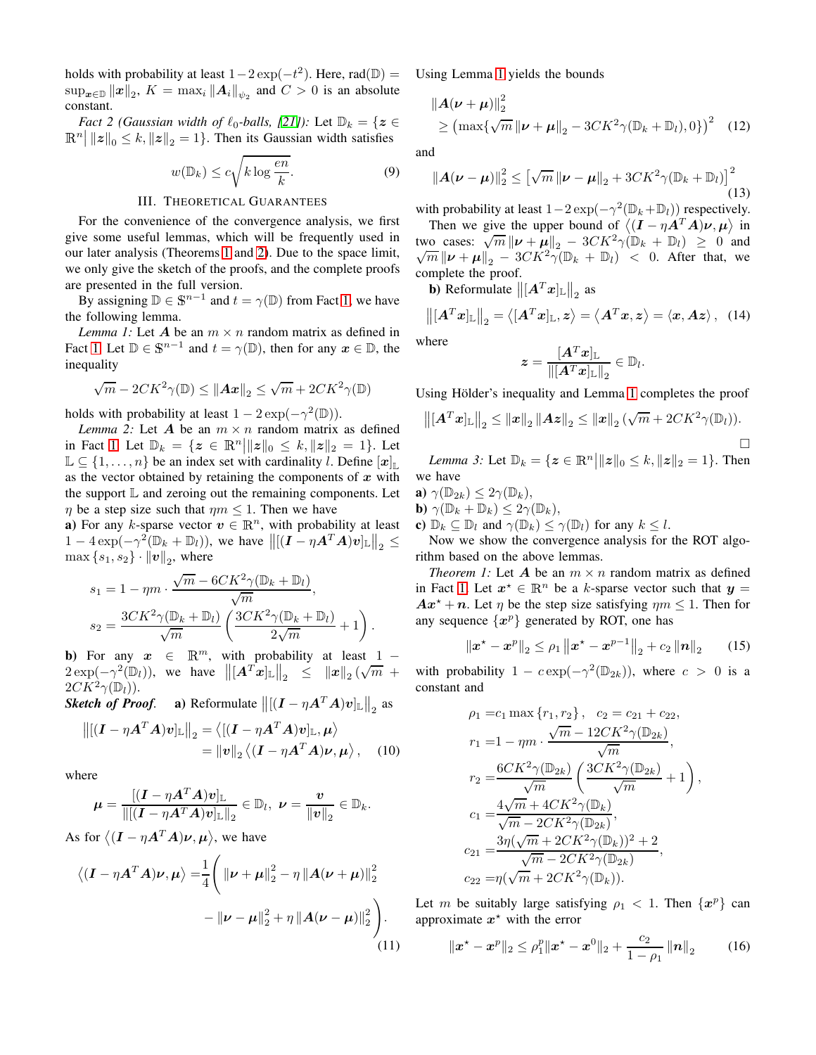holds with probability at least $1-2\exp(-t^2)$. Here, $\mathrm{rad}(\mathbb{D}) = \sup_{\boldsymbol{x}\in\mathbb{D}} \|\boldsymbol{x}\|_2$, $K = \max_i \|\boldsymbol{A}_i\|_{\psi_2}$ and $C > 0$ is an absolute constant.

*Fact 2 (Gaussian width of $\ell_0$-balls, [21]):* Let $\mathbb{D}_k = \{\boldsymbol{z} \in \mathbb{R}^n \big| \|\boldsymbol{z}\|_0 \le k, \|\boldsymbol{z}\|_2 = 1\}$. Then its Gaussian width satisfies

$$w(\mathbb{D}_k) \le c\sqrt{k \log \frac{en}{k}}. \tag{9}$$

## III. Theoretical Guarantees

For the convenience of the convergence analysis, we first give some useful lemmas, which will be frequently used in our later analysis (Theorems 1 and 2). Due to the space limit, we only give the sketch of the proofs, and the complete proofs are presented in the full version.

By assigning $\mathbb{D} \in \mathbb{S}^{n-1}$ and $t = \gamma(\mathbb{D})$ from Fact 1, we have the following lemma.

*Lemma 1:* Let $\boldsymbol{A}$ be an $m \times n$ random matrix as defined in Fact 1. Let $\mathbb{D} \in \mathbb{S}^{n-1}$ and $t = \gamma(\mathbb{D})$, then for any $\boldsymbol{x} \in \mathbb{D}$, the inequality

$$\sqrt{m} - 2CK^2\gamma(\mathbb{D}) \le \|\boldsymbol{A}\boldsymbol{x}\|_2 \le \sqrt{m} + 2CK^2\gamma(\mathbb{D})$$

holds with probability at least $1 - 2\exp(-\gamma^2(\mathbb{D}))$.

*Lemma 2:* Let $\boldsymbol{A}$ be an $m \times n$ random matrix as defined in Fact 1. Let $\mathbb{D}_k = \{\boldsymbol{z} \in \mathbb{R}^n \big| \|\boldsymbol{z}\|_0 \le k, \|\boldsymbol{z}\|_2 = 1\}$. Let $\mathbb{L} \subseteq \{1,\ldots,n\}$ be an index set with cardinality $l$. Define $[\boldsymbol{x}]_{\mathbb{L}}$ as the vector obtained by retaining the components of $\boldsymbol{x}$ with the support $\mathbb{L}$ and zeroing out the remaining components. Let $\eta$ be a step size such that $\eta m \le 1$. Then we have

**a)** For any $k$-sparse vector $\boldsymbol{v} \in \mathbb{R}^n$, with probability at least $1 - 4\exp(-\gamma^2(\mathbb{D}_k + \mathbb{D}_l))$, we have $\big\|[(\boldsymbol{I} - \eta\boldsymbol{A}^T\boldsymbol{A})\boldsymbol{v}]_{\mathbb{L}}\big\|_2 \le \max\{s_1, s_2\} \cdot \|\boldsymbol{v}\|_2$, where

$$s_1 = 1 - \eta m \cdot \frac{\sqrt{m} - 6CK^2\gamma(\mathbb{D}_k + \mathbb{D}_l)}{\sqrt{m}},$$
$$s_2 = \frac{3CK^2\gamma(\mathbb{D}_k + \mathbb{D}_l)}{\sqrt{m}}\left(\frac{3CK^2\gamma(\mathbb{D}_k + \mathbb{D}_l)}{2\sqrt{m}} + 1\right).$$

**b)** For any $\boldsymbol{x} \in \mathbb{R}^m$, with probability at least $1 - 2\exp(-\gamma^2(\mathbb{D}_l))$, we have $\big\|[\boldsymbol{A}^T\boldsymbol{x}]_{\mathbb{L}}\big\|_2 \le \|\boldsymbol{x}\|_2(\sqrt{m} + 2CK^2\gamma(\mathbb{D}_l))$.

***Sketch of Proof.*** **a)** Reformulate $\big\|[(\boldsymbol{I} - \eta\boldsymbol{A}^T\boldsymbol{A})\boldsymbol{v}]_{\mathbb{L}}\big\|_2$ as

$$\begin{aligned}\big\|[(\boldsymbol{I} - \eta\boldsymbol{A}^T\boldsymbol{A})\boldsymbol{v}]_{\mathbb{L}}\big\|_2 &= \big\langle[(\boldsymbol{I} - \eta\boldsymbol{A}^T\boldsymbol{A})\boldsymbol{v}]_{\mathbb{L}}, \boldsymbol{\mu}\big\rangle \\ &= \|\boldsymbol{v}\|_2\big\langle(\boldsymbol{I} - \eta\boldsymbol{A}^T\boldsymbol{A})\boldsymbol{\nu}, \boldsymbol{\mu}\big\rangle,\end{aligned} \tag{10}$$

where

$$\boldsymbol{\mu} = \frac{[(\boldsymbol{I} - \eta\boldsymbol{A}^T\boldsymbol{A})\boldsymbol{v}]_{\mathbb{L}}}{\|[(\boldsymbol{I} - \eta\boldsymbol{A}^T\boldsymbol{A})\boldsymbol{v}]_{\mathbb{L}}\|_2} \in \mathbb{D}_l,\ \boldsymbol{\nu} = \frac{\boldsymbol{v}}{\|\boldsymbol{v}\|_2} \in \mathbb{D}_k.$$

As for $\big\langle(\boldsymbol{I} - \eta\boldsymbol{A}^T\boldsymbol{A})\boldsymbol{\nu}, \boldsymbol{\mu}\big\rangle$, we have

$$\begin{aligned}\big\langle(\boldsymbol{I} - \eta\boldsymbol{A}^T\boldsymbol{A})\boldsymbol{\nu}, \boldsymbol{\mu}\big\rangle = &\frac{1}{4}\Bigg(\|\boldsymbol{\nu} + \boldsymbol{\mu}\|_2^2 - \eta\|\boldsymbol{A}(\boldsymbol{\nu} + \boldsymbol{\mu})\|_2^2 \\ &- \|\boldsymbol{\nu} - \boldsymbol{\mu}\|_2^2 + \eta\|\boldsymbol{A}(\boldsymbol{\nu} - \boldsymbol{\mu})\|_2^2\Bigg).\end{aligned} \tag{11}$$

Using Lemma 1 yields the bounds

$$\begin{aligned}&\|\boldsymbol{A}(\boldsymbol{\nu} + \boldsymbol{\mu})\|_2^2 \\ &\quad\ge \left(\max\{\sqrt{m}\|\boldsymbol{\nu} + \boldsymbol{\mu}\|_2 - 3CK^2\gamma(\mathbb{D}_k + \mathbb{D}_l), 0\}\right)^2\end{aligned} \tag{12}$$

and

$$\|\boldsymbol{A}(\boldsymbol{\nu} - \boldsymbol{\mu})\|_2^2 \le \left[\sqrt{m}\|\boldsymbol{\nu} - \boldsymbol{\mu}\|_2 + 3CK^2\gamma(\mathbb{D}_k + \mathbb{D}_l)\right]^2 \tag{13}$$

with probability at least $1 - 2\exp(-\gamma^2(\mathbb{D}_k + \mathbb{D}_l))$ respectively.

Then we give the upper bound of $\big\langle(\boldsymbol{I} - \eta\boldsymbol{A}^T\boldsymbol{A})\boldsymbol{\nu}, \boldsymbol{\mu}\big\rangle$ in two cases: $\sqrt{m}\|\boldsymbol{\nu} + \boldsymbol{\mu}\|_2 - 3CK^2\gamma(\mathbb{D}_k + \mathbb{D}_l) \ge 0$ and $\sqrt{m}\|\boldsymbol{\nu} + \boldsymbol{\mu}\|_2 - 3CK^2\gamma(\mathbb{D}_k + \mathbb{D}_l) < 0$. After that, we complete the proof.

**b)** Reformulate $\big\|[\boldsymbol{A}^T\boldsymbol{x}]_{\mathbb{L}}\big\|_2$ as

$$\big\|[\boldsymbol{A}^T\boldsymbol{x}]_{\mathbb{L}}\big\|_2 = \big\langle[\boldsymbol{A}^T\boldsymbol{x}]_{\mathbb{L}}, \boldsymbol{z}\big\rangle = \big\langle\boldsymbol{A}^T\boldsymbol{x}, \boldsymbol{z}\big\rangle = \langle\boldsymbol{x}, \boldsymbol{A}\boldsymbol{z}\rangle, \tag{14}$$

where

$$\boldsymbol{z} = \frac{[\boldsymbol{A}^T\boldsymbol{x}]_{\mathbb{L}}}{\|[\boldsymbol{A}^T\boldsymbol{x}]_{\mathbb{L}}\|_2} \in \mathbb{D}_l.$$

Using Hölder's inequality and Lemma 1 completes the proof

$$\big\|[\boldsymbol{A}^T\boldsymbol{x}]_{\mathbb{L}}\big\|_2 \le \|\boldsymbol{x}\|_2\|\boldsymbol{A}\boldsymbol{z}\|_2 \le \|\boldsymbol{x}\|_2(\sqrt{m} + 2CK^2\gamma(\mathbb{D}_l)).$$

□

*Lemma 3:* Let $\mathbb{D}_k = \{\boldsymbol{z} \in \mathbb{R}^n \big| \|\boldsymbol{z}\|_0 \le k, \|\boldsymbol{z}\|_2 = 1\}$. Then we have

**a)** $\gamma(\mathbb{D}_{2k}) \le 2\gamma(\mathbb{D}_k)$,

**b)** $\gamma(\mathbb{D}_k + \mathbb{D}_k) \le 2\gamma(\mathbb{D}_k)$,

**c)** $\mathbb{D}_k \subseteq \mathbb{D}_l$ and $\gamma(\mathbb{D}_k) \le \gamma(\mathbb{D}_l)$ for any $k \le l$.

Now we show the convergence analysis for the ROT algorithm based on the above lemmas.

*Theorem 1:* Let $\boldsymbol{A}$ be an $m \times n$ random matrix as defined in Fact 1. Let $\boldsymbol{x}^\star \in \mathbb{R}^n$ be a $k$-sparse vector such that $\boldsymbol{y} = \boldsymbol{A}\boldsymbol{x}^\star + \boldsymbol{n}$. Let $\eta$ be the step size satisfying $\eta m \le 1$. Then for any sequence $\{\boldsymbol{x}^p\}$ generated by ROT, one has

$$\|\boldsymbol{x}^\star - \boldsymbol{x}^p\|_2 \le \rho_1\left\|\boldsymbol{x}^\star - \boldsymbol{x}^{p-1}\right\|_2 + c_2\|\boldsymbol{n}\|_2 \tag{15}$$

with probability $1 - c\exp(-\gamma^2(\mathbb{D}_{2k}))$, where $c > 0$ is a constant and

$$\begin{aligned}\rho_1 &= c_1\max\{r_1, r_2\}, \quad c_2 = c_{21} + c_{22}, \\ r_1 &= 1 - \eta m \cdot \frac{\sqrt{m} - 12CK^2\gamma(\mathbb{D}_{2k})}{\sqrt{m}}, \\ r_2 &= \frac{6CK^2\gamma(\mathbb{D}_{2k})}{\sqrt{m}}\left(\frac{3CK^2\gamma(\mathbb{D}_{2k})}{\sqrt{m}} + 1\right), \\ c_1 &= \frac{4\sqrt{m} + 4CK^2\gamma(\mathbb{D}_k)}{\sqrt{m} - 2CK^2\gamma(\mathbb{D}_{2k})}, \\ c_{21} &= \frac{3\eta(\sqrt{m} + 2CK^2\gamma(\mathbb{D}_k))^2 + 2}{\sqrt{m} - 2CK^2\gamma(\mathbb{D}_{2k})}, \\ c_{22} &= \eta(\sqrt{m} + 2CK^2\gamma(\mathbb{D}_k)).\end{aligned}$$

Let $m$ be suitably large satisfying $\rho_1 < 1$. Then $\{\boldsymbol{x}^p\}$ can approximate $\boldsymbol{x}^\star$ with the error

$$\|\boldsymbol{x}^\star - \boldsymbol{x}^p\|_2 \le \rho_1^p\|\boldsymbol{x}^\star - \boldsymbol{x}^0\|_2 + \frac{c_2}{1 - \rho_1}\|\boldsymbol{n}\|_2 \tag{16}$$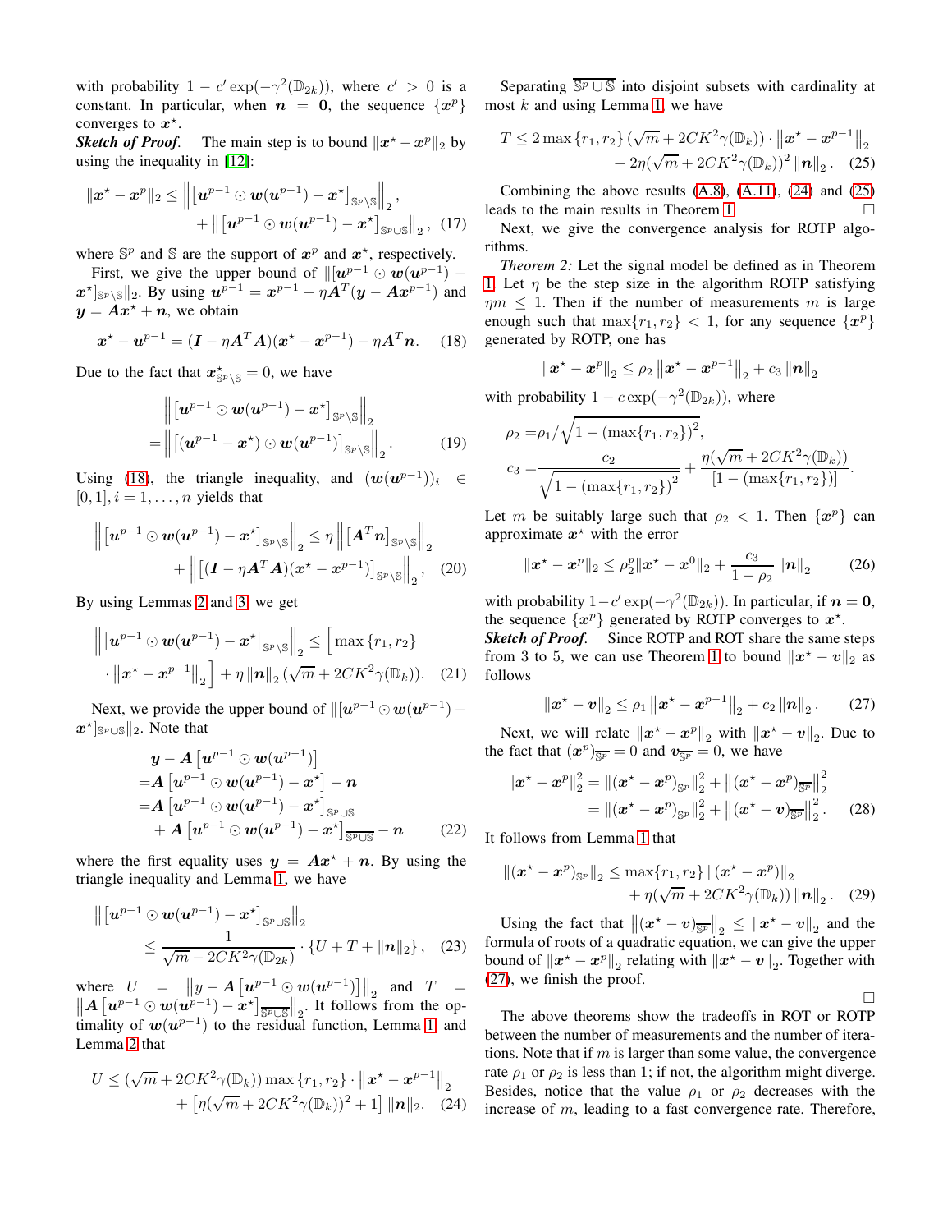with probability $1 - c' \exp(-\gamma^2(\mathbb{D}_{2k}))$, where $c' > 0$ is a constant. In particular, when $\boldsymbol{n} = \boldsymbol{0}$, the sequence $\{\boldsymbol{x}^p\}$ converges to $\boldsymbol{x}^\star$.

***Sketch of Proof.*** The main step is to bound $\|\boldsymbol{x}^\star - \boldsymbol{x}^p\|_2$ by using the inequality in [12]:

$$\|\boldsymbol{x}^\star - \boldsymbol{x}^p\|_2 \le \left\|\left[\boldsymbol{u}^{p-1} \odot \boldsymbol{w}(\boldsymbol{u}^{p-1}) - \boldsymbol{x}^\star\right]_{\mathbb{S}^p \setminus \mathbb{S}}\right\|_2, + \left\|\left[\boldsymbol{u}^{p-1} \odot \boldsymbol{w}(\boldsymbol{u}^{p-1}) - \boldsymbol{x}^\star\right]_{\mathbb{S}^p \cup \mathbb{S}}\right\|_2, \quad (17)$$

where $\mathbb{S}^p$ and $\mathbb{S}$ are the support of $\boldsymbol{x}^p$ and $\boldsymbol{x}^\star$, respectively.

First, we give the upper bound of $\|[\boldsymbol{u}^{p-1} \odot \boldsymbol{w}(\boldsymbol{u}^{p-1}) - \boldsymbol{x}^\star]_{\mathbb{S}^p \setminus \mathbb{S}}\|_2$. By using $\boldsymbol{u}^{p-1} = \boldsymbol{x}^{p-1} + \eta \boldsymbol{A}^T(\boldsymbol{y} - \boldsymbol{A}\boldsymbol{x}^{p-1})$ and $\boldsymbol{y} = \boldsymbol{A}\boldsymbol{x}^\star + \boldsymbol{n}$, we obtain

$$\boldsymbol{x}^\star - \boldsymbol{u}^{p-1} = (\boldsymbol{I} - \eta \boldsymbol{A}^T\boldsymbol{A})(\boldsymbol{x}^\star - \boldsymbol{x}^{p-1}) - \eta \boldsymbol{A}^T\boldsymbol{n}. \quad (18)$$

Due to the fact that $\boldsymbol{x}^\star_{\mathbb{S}^p \setminus \mathbb{S}} = 0$, we have

$$\begin{aligned} &\left\|\left[\boldsymbol{u}^{p-1} \odot \boldsymbol{w}(\boldsymbol{u}^{p-1}) - \boldsymbol{x}^\star\right]_{\mathbb{S}^p \setminus \mathbb{S}}\right\|_2 \\ =&\left\|\left[(\boldsymbol{u}^{p-1} - \boldsymbol{x}^\star) \odot \boldsymbol{w}(\boldsymbol{u}^{p-1})\right]_{\mathbb{S}^p \setminus \mathbb{S}}\right\|_2. \end{aligned} \quad (19)$$

Using (18), the triangle inequality, and $(\boldsymbol{w}(\boldsymbol{u}^{p-1}))_i \in [0,1], i = 1, \ldots, n$ yields that

$$\left\|\left[\boldsymbol{u}^{p-1} \odot \boldsymbol{w}(\boldsymbol{u}^{p-1}) - \boldsymbol{x}^\star\right]_{\mathbb{S}^p \setminus \mathbb{S}}\right\|_2 \le \eta \left\|\left[\boldsymbol{A}^T\boldsymbol{n}\right]_{\mathbb{S}^p \setminus \mathbb{S}}\right\|_2 + \left\|\left[(\boldsymbol{I} - \eta \boldsymbol{A}^T\boldsymbol{A})(\boldsymbol{x}^\star - \boldsymbol{x}^{p-1})\right]_{\mathbb{S}^p \setminus \mathbb{S}}\right\|_2, \quad (20)$$

By using Lemmas 2 and 3, we get

$$\left\|\left[\boldsymbol{u}^{p-1} \odot \boldsymbol{w}(\boldsymbol{u}^{p-1}) - \boldsymbol{x}^\star\right]_{\mathbb{S}^p \setminus \mathbb{S}}\right\|_2 \le \Big[\max\{r_1, r_2\} \cdot \left\|\boldsymbol{x}^\star - \boldsymbol{x}^{p-1}\right\|_2\Big] + \eta \|\boldsymbol{n}\|_2 (\sqrt{m} + 2CK^2\gamma(\mathbb{D}_k)). \quad (21)$$

Next, we provide the upper bound of $\|[\boldsymbol{u}^{p-1} \odot \boldsymbol{w}(\boldsymbol{u}^{p-1}) - \boldsymbol{x}^\star]_{\mathbb{S}^p \cup \mathbb{S}}\|_2$. Note that

$$\begin{aligned} &\boldsymbol{y} - \boldsymbol{A}\left[\boldsymbol{u}^{p-1} \odot \boldsymbol{w}(\boldsymbol{u}^{p-1})\right] \\ =&\boldsymbol{A}\left[\boldsymbol{u}^{p-1} \odot \boldsymbol{w}(\boldsymbol{u}^{p-1}) - \boldsymbol{x}^\star\right] - \boldsymbol{n} \\ =&\boldsymbol{A}\left[\boldsymbol{u}^{p-1} \odot \boldsymbol{w}(\boldsymbol{u}^{p-1}) - \boldsymbol{x}^\star\right]_{\mathbb{S}^p \cup \mathbb{S}} \\ &+ \boldsymbol{A}\left[\boldsymbol{u}^{p-1} \odot \boldsymbol{w}(\boldsymbol{u}^{p-1}) - \boldsymbol{x}^\star\right]_{\overline{\mathbb{S}^p \cup \mathbb{S}}} - \boldsymbol{n} \end{aligned} \quad (22)$$

where the first equality uses $\boldsymbol{y} = \boldsymbol{A}\boldsymbol{x}^\star + \boldsymbol{n}$. By using the triangle inequality and Lemma 1, we have

$$\begin{aligned} &\left\|\left[\boldsymbol{u}^{p-1} \odot \boldsymbol{w}(\boldsymbol{u}^{p-1}) - \boldsymbol{x}^\star\right]_{\mathbb{S}^p \cup \mathbb{S}}\right\|_2 \\ \le& \frac{1}{\sqrt{m} - 2CK^2\gamma(\mathbb{D}_{2k})} \cdot \{U + T + \|\boldsymbol{n}\|_2\}, \end{aligned} \quad (23)$$

where $U = \left\|y - \boldsymbol{A}\left[\boldsymbol{u}^{p-1} \odot \boldsymbol{w}(\boldsymbol{u}^{p-1})\right]\right\|_2$ and $T = \left\|\boldsymbol{A}\left[\boldsymbol{u}^{p-1} \odot \boldsymbol{w}(\boldsymbol{u}^{p-1}) - \boldsymbol{x}^\star\right]_{\overline{\mathbb{S}^p \cup \mathbb{S}}}\right\|_2$. It follows from the optimality of $\boldsymbol{w}(\boldsymbol{u}^{p-1})$ to the residual function, Lemma 1, and Lemma 2 that

$$U \le (\sqrt{m} + 2CK^2\gamma(\mathbb{D}_k)) \max\{r_1, r_2\} \cdot \left\|\boldsymbol{x}^\star - \boldsymbol{x}^{p-1}\right\|_2 + \left[\eta(\sqrt{m} + 2CK^2\gamma(\mathbb{D}_k))^2 + 1\right] \|\boldsymbol{n}\|_2. \quad (24)$$

Separating $\overline{\mathbb{S}^p \cup \mathbb{S}}$ into disjoint subsets with cardinality at most $k$ and using Lemma 1, we have

$$T \le 2\max\{r_1, r_2\}(\sqrt{m} + 2CK^2\gamma(\mathbb{D}_k)) \cdot \left\|\boldsymbol{x}^\star - \boldsymbol{x}^{p-1}\right\|_2 + 2\eta(\sqrt{m} + 2CK^2\gamma(\mathbb{D}_k))^2 \|\boldsymbol{n}\|_2. \quad (25)$$

Combining the above results (A.8), (A.11), (24) and (25) leads to the main results in Theorem 1. $\square$

Next, we give the convergence analysis for ROTP algorithms.

*Theorem 2:* Let the signal model be defined as in Theorem 1. Let $\eta$ be the step size in the algorithm ROTP satisfying $\eta m \le 1$. Then if the number of measurements $m$ is large enough such that $\max\{r_1, r_2\} < 1$, for any sequence $\{\boldsymbol{x}^p\}$ generated by ROTP, one has

$$\|\boldsymbol{x}^\star - \boldsymbol{x}^p\|_2 \le \rho_2 \left\|\boldsymbol{x}^\star - \boldsymbol{x}^{p-1}\right\|_2 + c_3 \|\boldsymbol{n}\|_2$$

with probability $1 - c\exp(-\gamma^2(\mathbb{D}_{2k}))$, where

$$\begin{aligned} \rho_2 =& \rho_1 / \sqrt{1 - (\max\{r_1, r_2\})^2}, \\ c_3 =& \frac{c_2}{\sqrt{1 - (\max\{r_1, r_2\})^2}} + \frac{\eta(\sqrt{m} + 2CK^2\gamma(\mathbb{D}_k))}{[1 - (\max\{r_1, r_2\})]}. \end{aligned}$$

Let $m$ be suitably large such that $\rho_2 < 1$. Then $\{\boldsymbol{x}^p\}$ can approximate $\boldsymbol{x}^\star$ with the error

$$\|\boldsymbol{x}^\star - \boldsymbol{x}^p\|_2 \le \rho_2^p \|\boldsymbol{x}^\star - \boldsymbol{x}^0\|_2 + \frac{c_3}{1 - \rho_2}\|\boldsymbol{n}\|_2 \quad (26)$$

with probability $1 - c'\exp(-\gamma^2(\mathbb{D}_{2k}))$. In particular, if $\boldsymbol{n} = \boldsymbol{0}$, the sequence $\{\boldsymbol{x}^p\}$ generated by ROTP converges to $\boldsymbol{x}^\star$.

***Sketch of Proof.*** Since ROTP and ROT share the same steps from 3 to 5, we can use Theorem 1 to bound $\|\boldsymbol{x}^\star - \boldsymbol{v}\|_2$ as follows

$$\|\boldsymbol{x}^\star - \boldsymbol{v}\|_2 \le \rho_1 \left\|\boldsymbol{x}^\star - \boldsymbol{x}^{p-1}\right\|_2 + c_2 \|\boldsymbol{n}\|_2. \quad (27)$$

Next, we will relate $\|\boldsymbol{x}^\star - \boldsymbol{x}^p\|_2$ with $\|\boldsymbol{x}^\star - \boldsymbol{v}\|_2$. Due to the fact that $(\boldsymbol{x}^p)_{\overline{\mathbb{S}^p}} = 0$ and $\boldsymbol{v}_{\overline{\mathbb{S}^p}} = 0$, we have

$$\begin{aligned} \|\boldsymbol{x}^\star - \boldsymbol{x}^p\|_2^2 =& \|(\boldsymbol{x}^\star - \boldsymbol{x}^p)_{\mathbb{S}^p}\|_2^2 + \left\|(\boldsymbol{x}^\star - \boldsymbol{x}^p)_{\overline{\mathbb{S}^p}}\right\|_2^2 \\ =& \|(\boldsymbol{x}^\star - \boldsymbol{x}^p)_{\mathbb{S}^p}\|_2^2 + \left\|(\boldsymbol{x}^\star - \boldsymbol{v})_{\overline{\mathbb{S}^p}}\right\|_2^2. \end{aligned} \quad (28)$$

It follows from Lemma 1 that

$$\|(\boldsymbol{x}^\star - \boldsymbol{x}^p)_{\mathbb{S}^p}\|_2 \le \max\{r_1, r_2\} \|(\boldsymbol{x}^\star - \boldsymbol{x}^p)\|_2 + \eta(\sqrt{m} + 2CK^2\gamma(\mathbb{D}_k)) \|\boldsymbol{n}\|_2. \quad (29)$$

Using the fact that $\left\|(\boldsymbol{x}^\star - \boldsymbol{v})_{\overline{\mathbb{S}^p}}\right\|_2 \le \|\boldsymbol{x}^\star - \boldsymbol{v}\|_2$ and the formula of roots of a quadratic equation, we can give the upper bound of $\|\boldsymbol{x}^\star - \boldsymbol{x}^p\|_2$ relating with $\|\boldsymbol{x}^\star - \boldsymbol{v}\|_2$. Together with (27), we finish the proof.

$\square$

The above theorems show the tradeoffs in ROT or ROTP between the number of measurements and the number of iterations. Note that if $m$ is larger than some value, the convergence rate $\rho_1$ or $\rho_2$ is less than 1; if not, the algorithm might diverge. Besides, notice that the value $\rho_1$ or $\rho_2$ decreases with the increase of $m$, leading to a fast convergence rate. Therefore,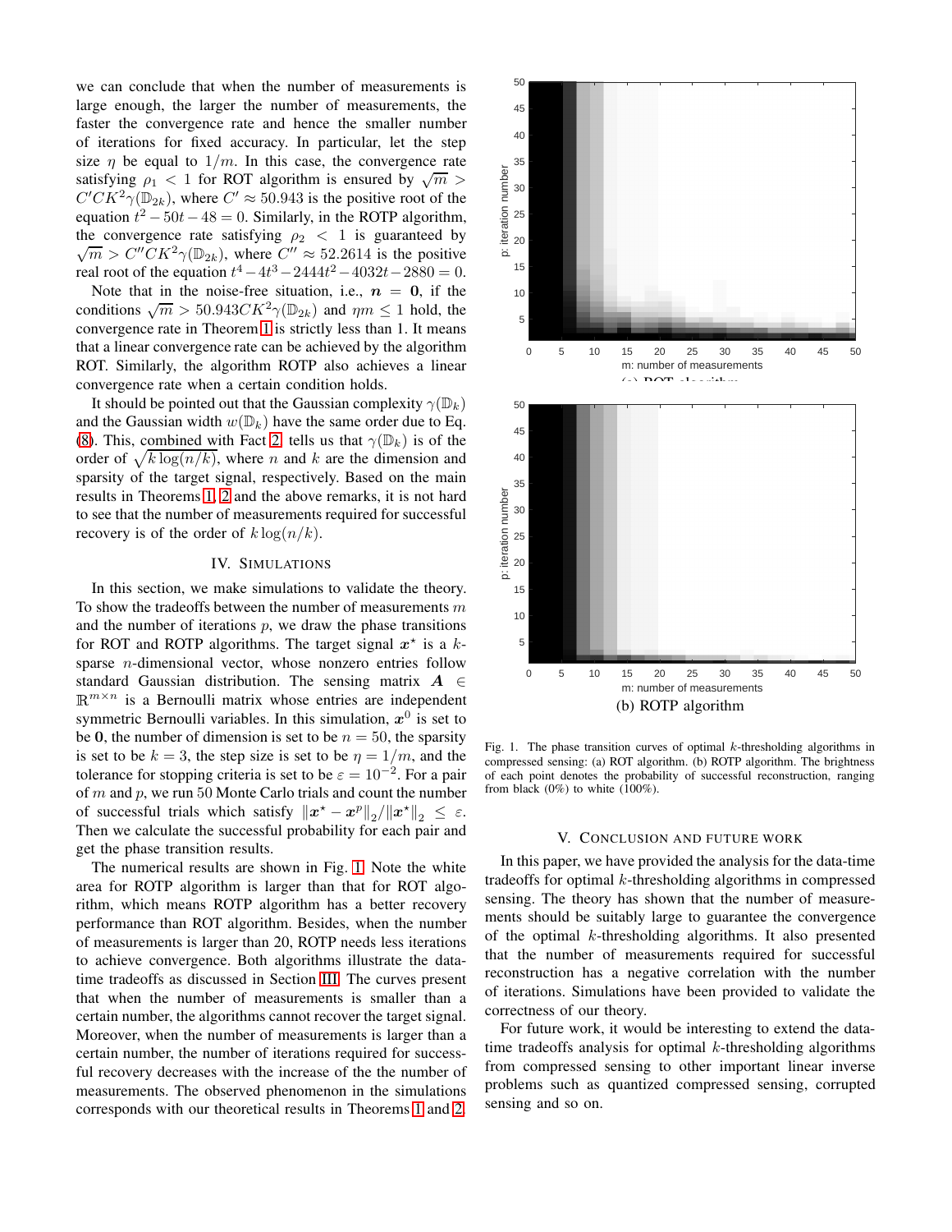we can conclude that when the number of measurements is large enough, the larger the number of measurements, the faster the convergence rate and hence the smaller number of iterations for fixed accuracy. In particular, let the step size $\eta$ be equal to $1/m$. In this case, the convergence rate satisfying $\rho_1 < 1$ for ROT algorithm is ensured by $\sqrt{m} > C'CK^2\gamma(\mathbb{D}_{2k})$, where $C' \approx 50.943$ is the positive root of the equation $t^2 - 50t - 48 = 0$. Similarly, in the ROTP algorithm, the convergence rate satisfying $\rho_2 < 1$ is guaranteed by $\sqrt{m} > C''CK^2\gamma(\mathbb{D}_{2k})$, where $C'' \approx 52.2614$ is the positive real root of the equation $t^4 - 4t^3 - 2444t^2 - 4032t - 2880 = 0$.

Note that in the noise-free situation, i.e., $\boldsymbol{n} = \boldsymbol{0}$, if the conditions $\sqrt{m} > 50.943CK^2\gamma(\mathbb{D}_{2k})$ and $\eta m \leq 1$ hold, the convergence rate in Theorem 1 is strictly less than 1. It means that a linear convergence rate can be achieved by the algorithm ROT. Similarly, the algorithm ROTP also achieves a linear convergence rate when a certain condition holds.

It should be pointed out that the Gaussian complexity $\gamma(\mathbb{D}_k)$ and the Gaussian width $w(\mathbb{D}_k)$ have the same order due to Eq. (8). This, combined with Fact 2, tells us that $\gamma(\mathbb{D}_k)$ is of the order of $\sqrt{k\log(n/k)}$, where $n$ and $k$ are the dimension and sparsity of the target signal, respectively. Based on the main results in Theorems 1, 2 and the above remarks, it is not hard to see that the number of measurements required for successful recovery is of the order of $k\log(n/k)$.

## IV. Simulations

In this section, we make simulations to validate the theory. To show the tradeoffs between the number of measurements $m$ and the number of iterations $p$, we draw the phase transitions for ROT and ROTP algorithms. The target signal $\boldsymbol{x}^\star$ is a $k$-sparse $n$-dimensional vector, whose nonzero entries follow standard Gaussian distribution. The sensing matrix $\boldsymbol{A} \in \mathbb{R}^{m\times n}$ is a Bernoulli matrix whose entries are independent symmetric Bernoulli variables. In this simulation, $\boldsymbol{x}^0$ is set to be $\boldsymbol{0}$, the number of dimension is set to be $n = 50$, the sparsity is set to be $k = 3$, the step size is set to be $\eta = 1/m$, and the tolerance for stopping criteria is set to be $\varepsilon = 10^{-2}$. For a pair of $m$ and $p$, we run 50 Monte Carlo trials and count the number of successful trials which satisfy $\|\boldsymbol{x}^\star - \boldsymbol{x}^p\|_2/\|\boldsymbol{x}^\star\|_2 \leq \varepsilon$. Then we calculate the successful probability for each pair and get the phase transition results.

The numerical results are shown in Fig. 1. Note the white area for ROTP algorithm is larger than that for ROT algorithm, which means ROTP algorithm has a better recovery performance than ROT algorithm. Besides, when the number of measurements is larger than 20, ROTP needs less iterations to achieve convergence. Both algorithms illustrate the data-time tradeoffs as discussed in Section III. The curves present that when the number of measurements is smaller than a certain number, the algorithms cannot recover the target signal. Moreover, when the number of measurements is larger than a certain number, the number of iterations required for successful recovery decreases with the increase of the the number of measurements. The observed phenomenon in the simulations corresponds with our theoretical results in Theorems 1 and 2.

(a) ROT algorithm

(b) ROTP algorithm

Fig. 1. The phase transition curves of optimal $k$-thresholding algorithms in compressed sensing: (a) ROT algorithm. (b) ROTP algorithm. The brightness of each point denotes the probability of successful reconstruction, ranging from black (0%) to white (100%).

## V. Conclusion and Future Work

In this paper, we have provided the analysis for the data-time tradeoffs for optimal $k$-thresholding algorithms in compressed sensing. The theory has shown that the number of measurements should be suitably large to guarantee the convergence of the optimal $k$-thresholding algorithms. It also presented that the number of measurements required for successful reconstruction has a negative correlation with the number of iterations. Simulations have been provided to validate the correctness of our theory.

For future work, it would be interesting to extend the data-time tradeoffs analysis for optimal $k$-thresholding algorithms from compressed sensing to other important linear inverse problems such as quantized compressed sensing, corrupted sensing and so on.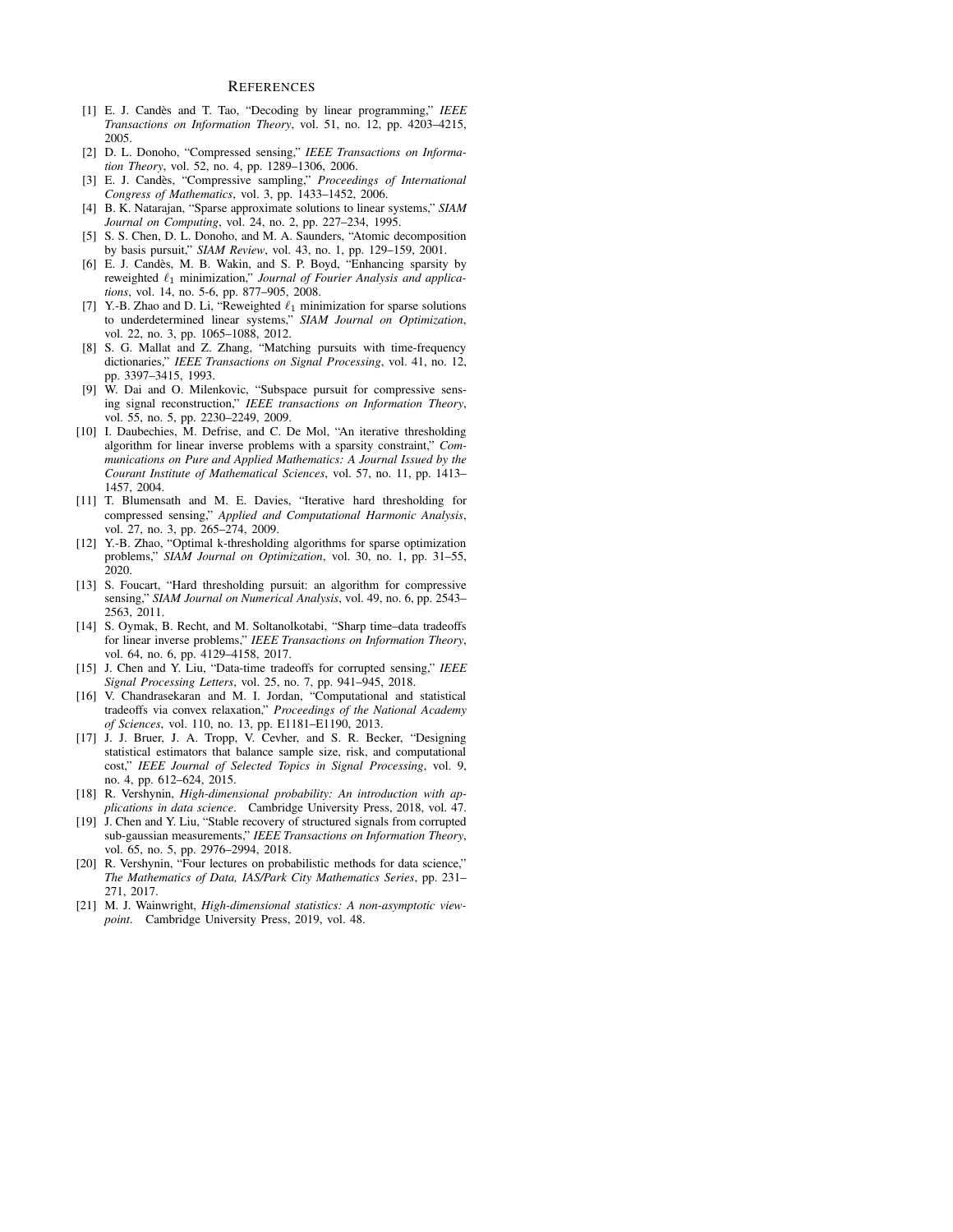## References

[1] E. J. Candès and T. Tao, "Decoding by linear programming," *IEEE Transactions on Information Theory*, vol. 51, no. 12, pp. 4203–4215, 2005.

[2] D. L. Donoho, "Compressed sensing," *IEEE Transactions on Information Theory*, vol. 52, no. 4, pp. 1289–1306, 2006.

[3] E. J. Candès, "Compressive sampling," *Proceedings of International Congress of Mathematics*, vol. 3, pp. 1433–1452, 2006.

[4] B. K. Natarajan, "Sparse approximate solutions to linear systems," *SIAM Journal on Computing*, vol. 24, no. 2, pp. 227–234, 1995.

[5] S. S. Chen, D. L. Donoho, and M. A. Saunders, "Atomic decomposition by basis pursuit," *SIAM Review*, vol. 43, no. 1, pp. 129–159, 2001.

[6] E. J. Candès, M. B. Wakin, and S. P. Boyd, "Enhancing sparsity by reweighted $\ell_1$ minimization," *Journal of Fourier Analysis and applications*, vol. 14, no. 5-6, pp. 877–905, 2008.

[7] Y.-B. Zhao and D. Li, "Reweighted $\ell_1$ minimization for sparse solutions to underdetermined linear systems," *SIAM Journal on Optimization*, vol. 22, no. 3, pp. 1065–1088, 2012.

[8] S. G. Mallat and Z. Zhang, "Matching pursuits with time-frequency dictionaries," *IEEE Transactions on Signal Processing*, vol. 41, no. 12, pp. 3397–3415, 1993.

[9] W. Dai and O. Milenkovic, "Subspace pursuit for compressive sensing signal reconstruction," *IEEE transactions on Information Theory*, vol. 55, no. 5, pp. 2230–2249, 2009.

[10] I. Daubechies, M. Defrise, and C. De Mol, "An iterative thresholding algorithm for linear inverse problems with a sparsity constraint," *Communications on Pure and Applied Mathematics: A Journal Issued by the Courant Institute of Mathematical Sciences*, vol. 57, no. 11, pp. 1413–1457, 2004.

[11] T. Blumensath and M. E. Davies, "Iterative hard thresholding for compressed sensing," *Applied and Computational Harmonic Analysis*, vol. 27, no. 3, pp. 265–274, 2009.

[12] Y.-B. Zhao, "Optimal k-thresholding algorithms for sparse optimization problems," *SIAM Journal on Optimization*, vol. 30, no. 1, pp. 31–55, 2020.

[13] S. Foucart, "Hard thresholding pursuit: an algorithm for compressive sensing," *SIAM Journal on Numerical Analysis*, vol. 49, no. 6, pp. 2543–2563, 2011.

[14] S. Oymak, B. Recht, and M. Soltanolkotabi, "Sharp time–data tradeoffs for linear inverse problems," *IEEE Transactions on Information Theory*, vol. 64, no. 6, pp. 4129–4158, 2017.

[15] J. Chen and Y. Liu, "Data-time tradeoffs for corrupted sensing," *IEEE Signal Processing Letters*, vol. 25, no. 7, pp. 941–945, 2018.

[16] V. Chandrasekaran and M. I. Jordan, "Computational and statistical tradeoffs via convex relaxation," *Proceedings of the National Academy of Sciences*, vol. 110, no. 13, pp. E1181–E1190, 2013.

[17] J. J. Bruer, J. A. Tropp, V. Cevher, and S. R. Becker, "Designing statistical estimators that balance sample size, risk, and computational cost," *IEEE Journal of Selected Topics in Signal Processing*, vol. 9, no. 4, pp. 612–624, 2015.

[18] R. Vershynin, *High-dimensional probability: An introduction with applications in data science*. Cambridge University Press, 2018, vol. 47.

[19] J. Chen and Y. Liu, "Stable recovery of structured signals from corrupted sub-gaussian measurements," *IEEE Transactions on Information Theory*, vol. 65, no. 5, pp. 2976–2994, 2018.

[20] R. Vershynin, "Four lectures on probabilistic methods for data science," *The Mathematics of Data, IAS/Park City Mathematics Series*, pp. 231–271, 2017.

[21] M. J. Wainwright, *High-dimensional statistics: A non-asymptotic viewpoint*. Cambridge University Press, 2019, vol. 48.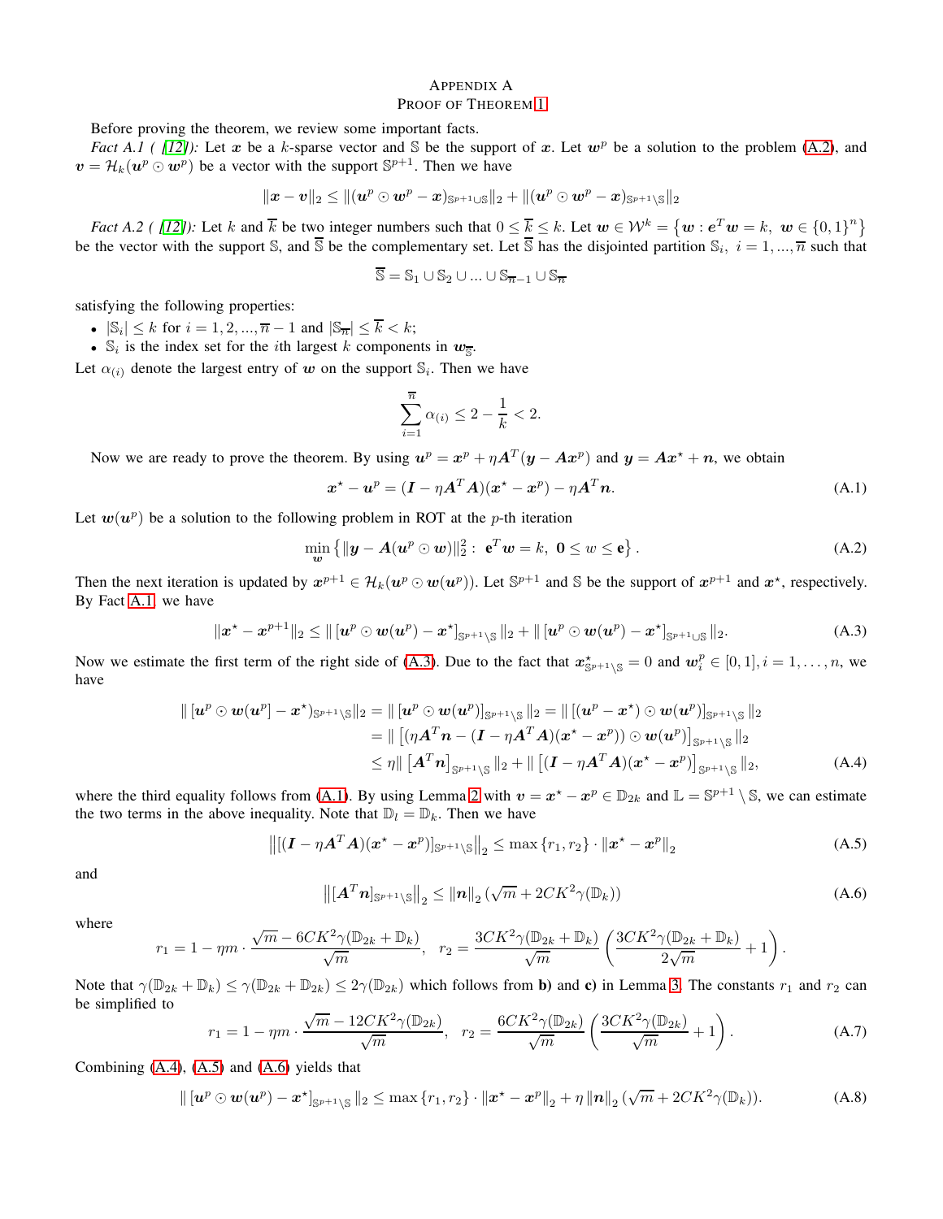# Appendix A
## Proof of Theorem 1

Before proving the theorem, we review some important facts.

*Fact A.1 ( [12]):* Let $\boldsymbol{x}$ be a $k$-sparse vector and $\mathbb{S}$ be the support of $\boldsymbol{x}$. Let $\boldsymbol{w}^p$ be a solution to the problem (A.2), and $\boldsymbol{v} = \mathcal{H}_k(\boldsymbol{u}^p \odot \boldsymbol{w}^p)$ be a vector with the support $\mathbb{S}^{p+1}$. Then we have

$$\|\boldsymbol{x} - \boldsymbol{v}\|_2 \leq \|(\boldsymbol{u}^p \odot \boldsymbol{w}^p - \boldsymbol{x})_{\mathbb{S}^{p+1}\cup\mathbb{S}}\|_2 + \|(\boldsymbol{u}^p \odot \boldsymbol{w}^p - \boldsymbol{x})_{\mathbb{S}^{p+1}\setminus\mathbb{S}}\|_2$$

*Fact A.2 ( [12]):* Let $k$ and $\overline{k}$ be two integer numbers such that $0 \leq \overline{k} \leq k$. Let $\boldsymbol{w} \in \mathcal{W}^k = \left\{\boldsymbol{w} : \boldsymbol{e}^T\boldsymbol{w} = k,\ \boldsymbol{w} \in \{0,1\}^n\right\}$ be the vector with the support $\mathbb{S}$, and $\overline{\mathbb{S}}$ be the complementary set. Let $\overline{\mathbb{S}}$ has the disjointed partition $\mathbb{S}_i,\ i = 1, ..., \overline{n}$ such that

$$\overline{\mathbb{S}} = \mathbb{S}_1 \cup \mathbb{S}_2 \cup ... \cup \mathbb{S}_{\overline{n}-1} \cup \mathbb{S}_{\overline{n}}$$

satisfying the following properties:

- $|\mathbb{S}_i| \leq k$ for $i = 1, 2, ..., \overline{n} - 1$ and $|\mathbb{S}_{\overline{n}}| \leq \overline{k} < k$;
- $\mathbb{S}_i$ is the index set for the $i$th largest $k$ components in $\boldsymbol{w}_{\overline{\mathbb{S}}}$.

Let $\alpha_{(i)}$ denote the largest entry of $\boldsymbol{w}$ on the support $\mathbb{S}_i$. Then we have

$$\sum_{i=1}^{\overline{n}} \alpha_{(i)} \leq 2 - \frac{1}{k} < 2.$$

Now we are ready to prove the theorem. By using $\boldsymbol{u}^p = \boldsymbol{x}^p + \eta \boldsymbol{A}^T(\boldsymbol{y} - \boldsymbol{A}\boldsymbol{x}^p)$ and $\boldsymbol{y} = \boldsymbol{A}\boldsymbol{x}^\star + \boldsymbol{n}$, we obtain

$$\boldsymbol{x}^\star - \boldsymbol{u}^p = (\boldsymbol{I} - \eta\boldsymbol{A}^T\boldsymbol{A})(\boldsymbol{x}^\star - \boldsymbol{x}^p) - \eta\boldsymbol{A}^T\boldsymbol{n}. \tag{A.1}$$

Let $\boldsymbol{w}(\boldsymbol{u}^p)$ be a solution to the following problem in ROT at the $p$-th iteration

$$\min_{\boldsymbol{w}} \left\{\|\boldsymbol{y} - \boldsymbol{A}(\boldsymbol{u}^p \odot \boldsymbol{w})\|_2^2 :\ \mathbf{e}^T\boldsymbol{w} = k,\ \boldsymbol{0} \leq w \leq \mathbf{e}\right\}. \tag{A.2}$$

Then the next iteration is updated by $\boldsymbol{x}^{p+1} \in \mathcal{H}_k(\boldsymbol{u}^p \odot \boldsymbol{w}(\boldsymbol{u}^p))$. Let $\mathbb{S}^{p+1}$ and $\mathbb{S}$ be the support of $\boldsymbol{x}^{p+1}$ and $\boldsymbol{x}^\star$, respectively. By Fact A.1, we have

$$\|\boldsymbol{x}^\star - \boldsymbol{x}^{p+1}\|_2 \leq \|\left[\boldsymbol{u}^p \odot \boldsymbol{w}(\boldsymbol{u}^p) - \boldsymbol{x}^\star\right]_{\mathbb{S}^{p+1}\setminus\mathbb{S}}\|_2 + \|\left[\boldsymbol{u}^p \odot \boldsymbol{w}(\boldsymbol{u}^p) - \boldsymbol{x}^\star\right]_{\mathbb{S}^{p+1}\cup\mathbb{S}}\|_2. \tag{A.3}$$

Now we estimate the first term of the right side of (A.3). Due to the fact that $\boldsymbol{x}^\star_{\mathbb{S}^{p+1}\setminus\mathbb{S}} = 0$ and $\boldsymbol{w}_i^p \in [0,1], i = 1, \ldots, n$, we have

$$\begin{aligned}
\|\left[\boldsymbol{u}^p \odot \boldsymbol{w}(\boldsymbol{u}^p) - \boldsymbol{x}^\star\right)_{\mathbb{S}^{p+1}\setminus\mathbb{S}}\|_2 &= \|\left[\boldsymbol{u}^p \odot \boldsymbol{w}(\boldsymbol{u}^p)\right]_{\mathbb{S}^{p+1}\setminus\mathbb{S}}\|_2 = \|\left[(\boldsymbol{u}^p - \boldsymbol{x}^\star) \odot \boldsymbol{w}(\boldsymbol{u}^p)\right]_{\mathbb{S}^{p+1}\setminus\mathbb{S}}\|_2 \\
&= \|\left[(\eta\boldsymbol{A}^T\boldsymbol{n} - (\boldsymbol{I} - \eta\boldsymbol{A}^T\boldsymbol{A})(\boldsymbol{x}^\star - \boldsymbol{x}^p)) \odot \boldsymbol{w}(\boldsymbol{u}^p)\right]_{\mathbb{S}^{p+1}\setminus\mathbb{S}}\|_2 \\
&\leq \eta\|\left[\boldsymbol{A}^T\boldsymbol{n}\right]_{\mathbb{S}^{p+1}\setminus\mathbb{S}}\|_2 + \|\left[(\boldsymbol{I} - \eta\boldsymbol{A}^T\boldsymbol{A})(\boldsymbol{x}^\star - \boldsymbol{x}^p)\right]_{\mathbb{S}^{p+1}\setminus\mathbb{S}}\|_2,
\end{aligned} \tag{A.4}$$

where the third equality follows from (A.1). By using Lemma 2 with $\boldsymbol{v} = \boldsymbol{x}^\star - \boldsymbol{x}^p \in \mathbb{D}_{2k}$ and $\mathbb{L} = \mathbb{S}^{p+1} \setminus \mathbb{S}$, we can estimate the two terms in the above inequality. Note that $\mathbb{D}_l = \mathbb{D}_k$. Then we have

$$\left\|\left[(\boldsymbol{I} - \eta\boldsymbol{A}^T\boldsymbol{A})(\boldsymbol{x}^\star - \boldsymbol{x}^p)\right]_{\mathbb{S}^{p+1}\setminus\mathbb{S}}\right\|_2 \leq \max\{r_1, r_2\} \cdot \|\boldsymbol{x}^\star - \boldsymbol{x}^p\|_2 \tag{A.5}$$

and

$$\left\|\left[\boldsymbol{A}^T\boldsymbol{n}\right]_{\mathbb{S}^{p+1}\setminus\mathbb{S}}\right\|_2 \leq \|\boldsymbol{n}\|_2 \left(\sqrt{m} + 2CK^2\gamma(\mathbb{D}_k)\right) \tag{A.6}$$

where

$$r_1 = 1 - \eta m \cdot \frac{\sqrt{m} - 6CK^2\gamma(\mathbb{D}_{2k} + \mathbb{D}_k)}{\sqrt{m}},\quad r_2 = \frac{3CK^2\gamma(\mathbb{D}_{2k} + \mathbb{D}_k)}{\sqrt{m}}\left(\frac{3CK^2\gamma(\mathbb{D}_{2k} + \mathbb{D}_k)}{2\sqrt{m}} + 1\right).$$

Note that $\gamma(\mathbb{D}_{2k} + \mathbb{D}_k) \leq \gamma(\mathbb{D}_{2k} + \mathbb{D}_{2k}) \leq 2\gamma(\mathbb{D}_{2k})$ which follows from **b)** and **c)** in Lemma 3. The constants $r_1$ and $r_2$ can be simplified to

$$r_1 = 1 - \eta m \cdot \frac{\sqrt{m} - 12CK^2\gamma(\mathbb{D}_{2k})}{\sqrt{m}},\quad r_2 = \frac{6CK^2\gamma(\mathbb{D}_{2k})}{\sqrt{m}}\left(\frac{3CK^2\gamma(\mathbb{D}_{2k})}{\sqrt{m}} + 1\right). \tag{A.7}$$

Combining (A.4), (A.5) and (A.6) yields that

$$\|\left[\boldsymbol{u}^p \odot \boldsymbol{w}(\boldsymbol{u}^p) - \boldsymbol{x}^\star\right]_{\mathbb{S}^{p+1}\setminus\mathbb{S}}\|_2 \leq \max\{r_1, r_2\} \cdot \|\boldsymbol{x}^\star - \boldsymbol{x}^p\|_2 + \eta\|\boldsymbol{n}\|_2 \left(\sqrt{m} + 2CK^2\gamma(\mathbb{D}_k)\right). \tag{A.8}$$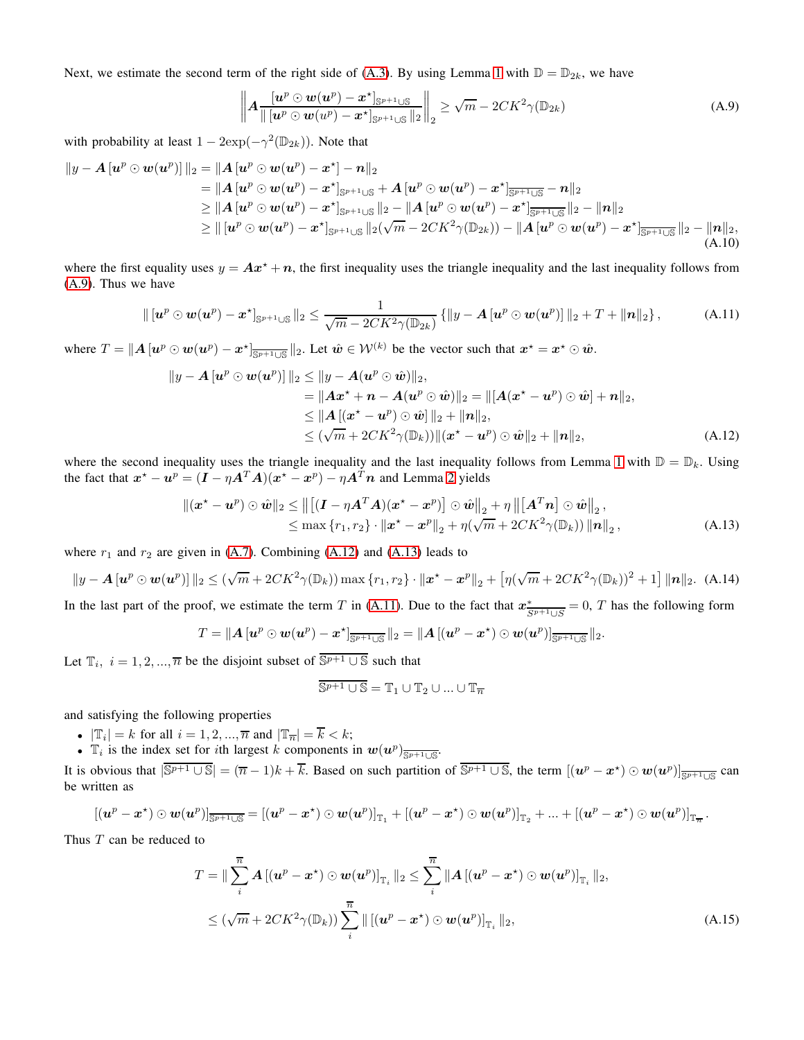Next, we estimate the second term of the right side of (A.3). By using Lemma 1 with $\mathbb{D} = \mathbb{D}_{2k}$, we have

$$\left\| \boldsymbol{A} \frac{[\boldsymbol{u}^p \odot \boldsymbol{w}(\boldsymbol{u}^p) - \boldsymbol{x}^\star]_{\mathbb{S}^{p+1} \cup \mathbb{S}}}{\| [\boldsymbol{u}^p \odot \boldsymbol{w}(u^p) - \boldsymbol{x}^\star]_{\mathbb{S}^{p+1} \cup \mathbb{S}} \|_2} \right\|_2 \geq \sqrt{m} - 2CK^2 \gamma(\mathbb{D}_{2k}) \tag{A.9}$$

with probability at least $1 - 2\exp(-\gamma^2(\mathbb{D}_{2k}))$. Note that

$$\begin{aligned}
\|y - \boldsymbol{A}\left[\boldsymbol{u}^p \odot \boldsymbol{w}(\boldsymbol{u}^p)\right]\|_2 &= \|\boldsymbol{A}\left[\boldsymbol{u}^p \odot \boldsymbol{w}(\boldsymbol{u}^p) - \boldsymbol{x}^\star\right] - \boldsymbol{n}\|_2 \\
&= \|\boldsymbol{A}\left[\boldsymbol{u}^p \odot \boldsymbol{w}(\boldsymbol{u}^p) - \boldsymbol{x}^\star\right]_{\mathbb{S}^{p+1} \cup \mathbb{S}} + \boldsymbol{A}\left[\boldsymbol{u}^p \odot \boldsymbol{w}(\boldsymbol{u}^p) - \boldsymbol{x}^\star\right]_{\overline{\mathbb{S}^{p+1} \cup \mathbb{S}}} - \boldsymbol{n}\|_2 \\
&\geq \|\boldsymbol{A}\left[\boldsymbol{u}^p \odot \boldsymbol{w}(\boldsymbol{u}^p) - \boldsymbol{x}^\star\right]_{\mathbb{S}^{p+1} \cup \mathbb{S}}\|_2 - \|\boldsymbol{A}\left[\boldsymbol{u}^p \odot \boldsymbol{w}(\boldsymbol{u}^p) - \boldsymbol{x}^\star\right]_{\overline{\mathbb{S}^{p+1} \cup \mathbb{S}}}\|_2 - \|\boldsymbol{n}\|_2 \\
&\geq \|\left[\boldsymbol{u}^p \odot \boldsymbol{w}(\boldsymbol{u}^p) - \boldsymbol{x}^\star\right]_{\mathbb{S}^{p+1} \cup \mathbb{S}}\|_2(\sqrt{m} - 2CK^2\gamma(\mathbb{D}_{2k})) - \|\boldsymbol{A}\left[\boldsymbol{u}^p \odot \boldsymbol{w}(\boldsymbol{u}^p) - \boldsymbol{x}^\star\right]_{\overline{\mathbb{S}^{p+1} \cup \mathbb{S}}}\|_2 - \|\boldsymbol{n}\|_2,
\end{aligned} \tag{A.10}$$

where the first equality uses $y = \boldsymbol{A}\boldsymbol{x}^\star + \boldsymbol{n}$, the first inequality uses the triangle inequality and the last inequality follows from (A.9). Thus we have

$$\|\left[\boldsymbol{u}^p \odot \boldsymbol{w}(\boldsymbol{u}^p) - \boldsymbol{x}^\star\right]_{\mathbb{S}^{p+1} \cup \mathbb{S}}\|_2 \leq \frac{1}{\sqrt{m} - 2CK^2\gamma(\mathbb{D}_{2k})} \left\{\|y - \boldsymbol{A}\left[\boldsymbol{u}^p \odot \boldsymbol{w}(\boldsymbol{u}^p)\right]\|_2 + T + \|\boldsymbol{n}\|_2\right\}, \tag{A.11}$$

where $T = \|\boldsymbol{A}\left[\boldsymbol{u}^p \odot \boldsymbol{w}(\boldsymbol{u}^p) - \boldsymbol{x}^\star\right]_{\overline{\mathbb{S}^{p+1} \cup \mathbb{S}}}\|_2$. Let $\hat{\boldsymbol{w}} \in \mathcal{W}^{(k)}$ be the vector such that $\boldsymbol{x}^\star = \boldsymbol{x}^\star \odot \hat{\boldsymbol{w}}$.

$$\begin{aligned}
\|y - \boldsymbol{A}\left[\boldsymbol{u}^p \odot \boldsymbol{w}(\boldsymbol{u}^p)\right]\|_2 &\leq \|y - \boldsymbol{A}(\boldsymbol{u}^p \odot \hat{\boldsymbol{w}})\|_2, \\
&= \|\boldsymbol{A}\boldsymbol{x}^\star + \boldsymbol{n} - \boldsymbol{A}(\boldsymbol{u}^p \odot \hat{\boldsymbol{w}})\|_2 = \|[\boldsymbol{A}(\boldsymbol{x}^\star - \boldsymbol{u}^p) \odot \hat{\boldsymbol{w}}] + \boldsymbol{n}\|_2, \\
&\leq \|\boldsymbol{A}\left[(\boldsymbol{x}^\star - \boldsymbol{u}^p) \odot \hat{\boldsymbol{w}}\right]\|_2 + \|\boldsymbol{n}\|_2, \\
&\leq (\sqrt{m} + 2CK^2\gamma(\mathbb{D}_k))\|(\boldsymbol{x}^\star - \boldsymbol{u}^p) \odot \hat{\boldsymbol{w}}\|_2 + \|\boldsymbol{n}\|_2,
\end{aligned} \tag{A.12}$$

where the second inequality uses the triangle inequality and the last inequality follows from Lemma 1 with $\mathbb{D} = \mathbb{D}_k$. Using the fact that $\boldsymbol{x}^\star - \boldsymbol{u}^p = (\boldsymbol{I} - \eta\boldsymbol{A}^T\boldsymbol{A})(\boldsymbol{x}^\star - \boldsymbol{x}^p) - \eta\boldsymbol{A}^T\boldsymbol{n}$ and Lemma 2 yields

$$\begin{aligned}
\|(\boldsymbol{x}^\star - \boldsymbol{u}^p) \odot \hat{\boldsymbol{w}}\|_2 &\leq \left\|\left[(\boldsymbol{I} - \eta\boldsymbol{A}^T\boldsymbol{A})(\boldsymbol{x}^\star - \boldsymbol{x}^p)\right] \odot \hat{\boldsymbol{w}}\right\|_2 + \eta\left\|\left[\boldsymbol{A}^T\boldsymbol{n}\right] \odot \hat{\boldsymbol{w}}\right\|_2, \\
&\leq \max\{r_1, r_2\} \cdot \|\boldsymbol{x}^\star - \boldsymbol{x}^p\|_2 + \eta(\sqrt{m} + 2CK^2\gamma(\mathbb{D}_k))\|\boldsymbol{n}\|_2,
\end{aligned} \tag{A.13}$$

where $r_1$ and $r_2$ are given in (A.7). Combining (A.12) and (A.13) leads to

$$\|y - \boldsymbol{A}\left[\boldsymbol{u}^p \odot \boldsymbol{w}(\boldsymbol{u}^p)\right]\|_2 \leq (\sqrt{m} + 2CK^2\gamma(\mathbb{D}_k))\max\{r_1, r_2\} \cdot \|\boldsymbol{x}^\star - \boldsymbol{x}^p\|_2 + \left[\eta(\sqrt{m} + 2CK^2\gamma(\mathbb{D}_k))^2 + 1\right]\|\boldsymbol{n}\|_2. \tag{A.14}$$

In the last part of the proof, we estimate the term $T$ in (A.11). Due to the fact that $\boldsymbol{x}^*_{\overline{S^{p+1} \cup S}} = 0$, $T$ has the following form

$$T = \|\boldsymbol{A}\left[\boldsymbol{u}^p \odot \boldsymbol{w}(\boldsymbol{u}^p) - \boldsymbol{x}^\star\right]_{\overline{\mathbb{S}^{p+1} \cup \mathbb{S}}}\|_2 = \|\boldsymbol{A}\left[(\boldsymbol{u}^p - \boldsymbol{x}^\star) \odot \boldsymbol{w}(\boldsymbol{u}^p)\right]_{\overline{\mathbb{S}^{p+1} \cup \mathbb{S}}}\|_2.$$

Let $\mathbb{T}_i, \ i = 1, 2, ..., \overline{n}$ be the disjoint subset of $\overline{\mathbb{S}^{p+1} \cup \mathbb{S}}$ such that

$$\overline{\mathbb{S}^{p+1} \cup \mathbb{S}} = \mathbb{T}_1 \cup \mathbb{T}_2 \cup ... \cup \mathbb{T}_{\overline{n}}$$

and satisfying the following properties

- $|\mathbb{T}_i| = k$ for all $i = 1, 2, ..., \overline{n}$ and $|\mathbb{T}_{\overline{n}}| = \overline{k} < k$;
- $\mathbb{T}_i$ is the index set for $i$th largest $k$ components in $\boldsymbol{w}(\boldsymbol{u}^p)_{\overline{\mathbb{S}^{p+1} \cup \mathbb{S}}}$.

It is obvious that $|\overline{\mathbb{S}^{p+1} \cup \mathbb{S}}| = (\overline{n} - 1)k + \overline{k}$. Based on such partition of $\overline{\mathbb{S}^{p+1} \cup \mathbb{S}}$, the term $[(\boldsymbol{u}^p - \boldsymbol{x}^\star) \odot \boldsymbol{w}(\boldsymbol{u}^p)]_{\overline{\mathbb{S}^{p+1} \cup \mathbb{S}}}$ can be written as

$$[(\boldsymbol{u}^p - \boldsymbol{x}^\star) \odot \boldsymbol{w}(\boldsymbol{u}^p)]_{\overline{\mathbb{S}^{p+1} \cup \mathbb{S}}} = [(\boldsymbol{u}^p - \boldsymbol{x}^\star) \odot \boldsymbol{w}(\boldsymbol{u}^p)]_{\mathbb{T}_1} + [(\boldsymbol{u}^p - \boldsymbol{x}^\star) \odot \boldsymbol{w}(\boldsymbol{u}^p)]_{\mathbb{T}_2} + ... + [(\boldsymbol{u}^p - \boldsymbol{x}^\star) \odot \boldsymbol{w}(\boldsymbol{u}^p)]_{\mathbb{T}_{\overline{n}}}.$$

Thus $T$ can be reduced to

$$\begin{aligned}
T = \|\sum_i^{\overline{n}} \boldsymbol{A}\left[(\boldsymbol{u}^p - \boldsymbol{x}^\star) \odot \boldsymbol{w}(\boldsymbol{u}^p)\right]_{\mathbb{T}_i}\|_2 &\leq \sum_i^{\overline{n}} \|\boldsymbol{A}\left[(\boldsymbol{u}^p - \boldsymbol{x}^\star) \odot \boldsymbol{w}(\boldsymbol{u}^p)\right]_{\mathbb{T}_i}\|_2, \\
&\leq (\sqrt{m} + 2CK^2\gamma(\mathbb{D}_k)) \sum_i^{\overline{n}} \|\left[(\boldsymbol{u}^p - \boldsymbol{x}^\star) \odot \boldsymbol{w}(\boldsymbol{u}^p)\right]_{\mathbb{T}_i}\|_2,
\end{aligned} \tag{A.15}$$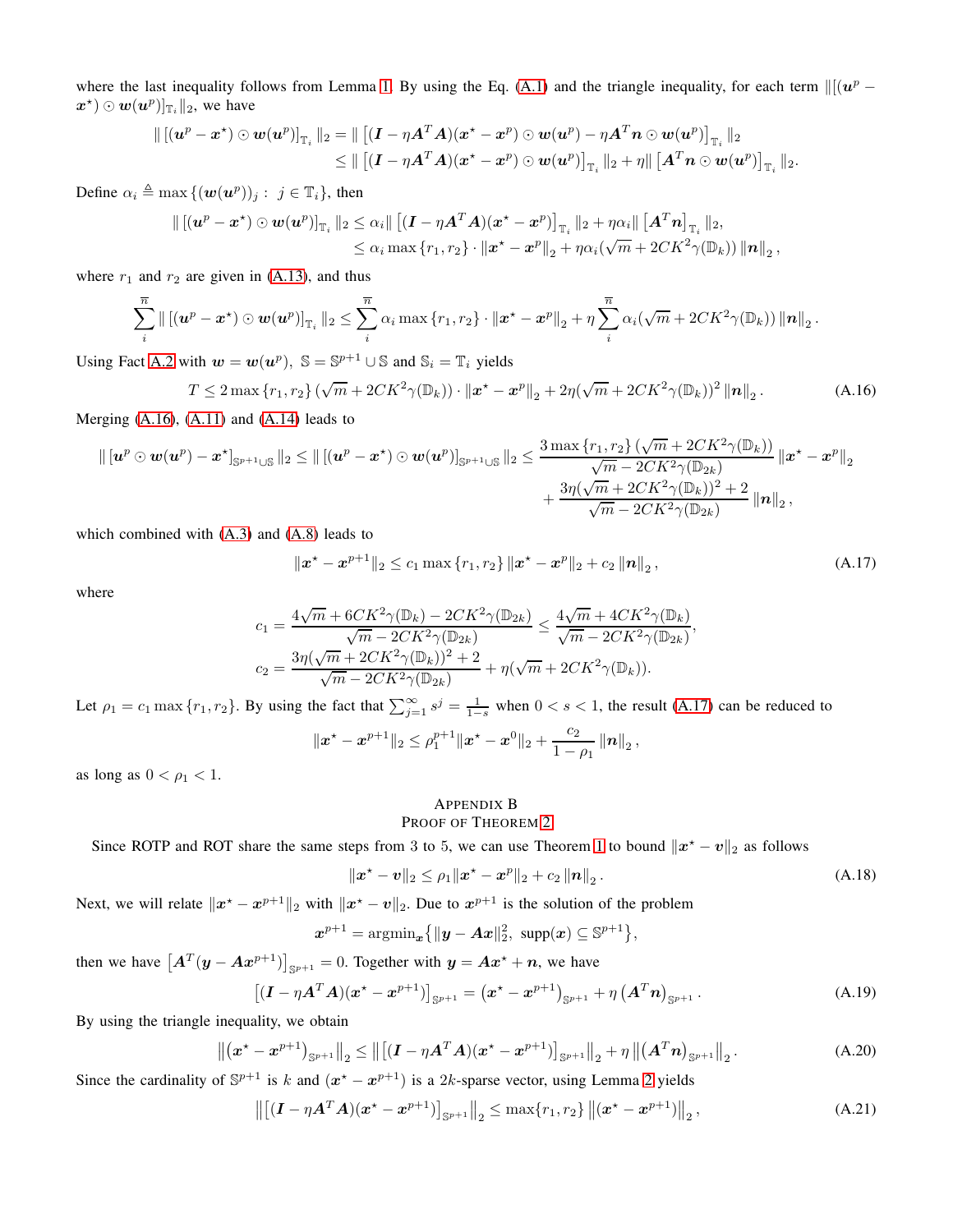where the last inequality follows from Lemma 1. By using the Eq. (A.1) and the triangle inequality, for each term $\| [(\boldsymbol{u}^p - \boldsymbol{x}^\star) \odot \boldsymbol{w}(\boldsymbol{u}^p)]_{\mathbb{T}_i} \|_2$, we have

$$
\begin{aligned}
\| \left[(\boldsymbol{u}^p - \boldsymbol{x}^\star) \odot \boldsymbol{w}(\boldsymbol{u}^p)\right]_{\mathbb{T}_i} \|_2 &= \| \left[(\boldsymbol{I} - \eta \boldsymbol{A}^T\boldsymbol{A})(\boldsymbol{x}^\star - \boldsymbol{x}^p) \odot \boldsymbol{w}(\boldsymbol{u}^p) - \eta \boldsymbol{A}^T\boldsymbol{n} \odot \boldsymbol{w}(\boldsymbol{u}^p)\right]_{\mathbb{T}_i} \|_2 \\
&\leq \| \left[(\boldsymbol{I} - \eta \boldsymbol{A}^T\boldsymbol{A})(\boldsymbol{x}^\star - \boldsymbol{x}^p) \odot \boldsymbol{w}(\boldsymbol{u}^p)\right]_{\mathbb{T}_i} \|_2 + \eta \| \left[\boldsymbol{A}^T\boldsymbol{n} \odot \boldsymbol{w}(\boldsymbol{u}^p)\right]_{\mathbb{T}_i} \|_2.
\end{aligned}
$$

Define $\alpha_i \triangleq \max\{(\boldsymbol{w}(\boldsymbol{u}^p))_j : \ j \in \mathbb{T}_i\}$, then

$$
\begin{aligned}
\| [(\boldsymbol{u}^p - \boldsymbol{x}^\star) \odot \boldsymbol{w}(\boldsymbol{u}^p)]_{\mathbb{T}_i} \|_2 &\leq \alpha_i \| \left[(\boldsymbol{I} - \eta \boldsymbol{A}^T\boldsymbol{A})(\boldsymbol{x}^\star - \boldsymbol{x}^p)\right]_{\mathbb{T}_i} \|_2 + \eta \alpha_i \| \left[\boldsymbol{A}^T\boldsymbol{n}\right]_{\mathbb{T}_i} \|_2, \\
&\leq \alpha_i \max\{r_1, r_2\} \cdot \|\boldsymbol{x}^\star - \boldsymbol{x}^p\|_2 + \eta \alpha_i (\sqrt{m} + 2CK^2\gamma(\mathbb{D}_k)) \left\|\boldsymbol{n}\right\|_2,
\end{aligned}
$$

where $r_1$ and $r_2$ are given in (A.13), and thus

$$
\sum_i^{\overline{n}} \| [(\boldsymbol{u}^p - \boldsymbol{x}^\star) \odot \boldsymbol{w}(\boldsymbol{u}^p)]_{\mathbb{T}_i} \|_2 \leq \sum_i^{\overline{n}} \alpha_i \max\{r_1, r_2\} \cdot \|\boldsymbol{x}^\star - \boldsymbol{x}^p\|_2 + \eta \sum_i^{\overline{n}} \alpha_i (\sqrt{m} + 2CK^2\gamma(\mathbb{D}_k)) \left\|\boldsymbol{n}\right\|_2.
$$

Using Fact A.2 with $\boldsymbol{w} = \boldsymbol{w}(\boldsymbol{u}^p)$, $\mathbb{S} = \mathbb{S}^{p+1} \cup \mathbb{S}$ and $\mathbb{S}_i = \mathbb{T}_i$ yields

$$
T \leq 2\max\{r_1, r_2\} \left(\sqrt{m} + 2CK^2\gamma(\mathbb{D}_k)\right) \cdot \|\boldsymbol{x}^\star - \boldsymbol{x}^p\|_2 + 2\eta(\sqrt{m} + 2CK^2\gamma(\mathbb{D}_k))^2 \left\|\boldsymbol{n}\right\|_2. \tag{A.16}
$$

Merging (A.16), (A.11) and (A.14) leads to

$$
\begin{aligned}
\| [\boldsymbol{u}^p \odot \boldsymbol{w}(\boldsymbol{u}^p) - \boldsymbol{x}^\star]_{\mathbb{S}^{p+1}\cup\mathbb{S}} \|_2 \leq \| [(\boldsymbol{u}^p - \boldsymbol{x}^\star) \odot \boldsymbol{w}(\boldsymbol{u}^p)]_{\mathbb{S}^{p+1}\cup\mathbb{S}} \|_2 &\leq \frac{3\max\{r_1, r_2\}\left(\sqrt{m} + 2CK^2\gamma(\mathbb{D}_k)\right)}{\sqrt{m} - 2CK^2\gamma(\mathbb{D}_{2k})} \|\boldsymbol{x}^\star - \boldsymbol{x}^p\|_2 \\
&\quad + \frac{3\eta(\sqrt{m} + 2CK^2\gamma(\mathbb{D}_k))^2 + 2}{\sqrt{m} - 2CK^2\gamma(\mathbb{D}_{2k})} \left\|\boldsymbol{n}\right\|_2,
\end{aligned}
$$

which combined with (A.3) and (A.8) leads to

$$
\|\boldsymbol{x}^\star - \boldsymbol{x}^{p+1}\|_2 \leq c_1 \max\{r_1, r_2\} \|\boldsymbol{x}^\star - \boldsymbol{x}^p\|_2 + c_2 \left\|\boldsymbol{n}\right\|_2, \tag{A.17}
$$

where

$$
\begin{aligned}
c_1 &= \frac{4\sqrt{m} + 6CK^2\gamma(\mathbb{D}_k) - 2CK^2\gamma(\mathbb{D}_{2k})}{\sqrt{m} - 2CK^2\gamma(\mathbb{D}_{2k})} \leq \frac{4\sqrt{m} + 4CK^2\gamma(\mathbb{D}_k)}{\sqrt{m} - 2CK^2\gamma(\mathbb{D}_{2k})}, \\
c_2 &= \frac{3\eta(\sqrt{m} + 2CK^2\gamma(\mathbb{D}_k))^2 + 2}{\sqrt{m} - 2CK^2\gamma(\mathbb{D}_{2k})} + \eta(\sqrt{m} + 2CK^2\gamma(\mathbb{D}_k)).
\end{aligned}
$$

Let $\rho_1 = c_1 \max\{r_1, r_2\}$. By using the fact that $\sum_{j=1}^{\infty} s^j = \frac{1}{1-s}$ when $0 < s < 1$, the result (A.17) can be reduced to

$$
\|\boldsymbol{x}^\star - \boldsymbol{x}^{p+1}\|_2 \leq \rho_1^{p+1} \|\boldsymbol{x}^\star - \boldsymbol{x}^0\|_2 + \frac{c_2}{1 - \rho_1} \left\|\boldsymbol{n}\right\|_2,
$$

as long as $0 < \rho_1 < 1$.

## Appendix B
## Proof of Theorem 2

Since ROTP and ROT share the same steps from 3 to 5, we can use Theorem 1 to bound $\|\boldsymbol{x}^\star - \boldsymbol{v}\|_2$ as follows

$$
\|\boldsymbol{x}^\star - \boldsymbol{v}\|_2 \leq \rho_1 \|\boldsymbol{x}^\star - \boldsymbol{x}^p\|_2 + c_2 \left\|\boldsymbol{n}\right\|_2. \tag{A.18}
$$

Next, we will relate $\|\boldsymbol{x}^\star - \boldsymbol{x}^{p+1}\|_2$ with $\|\boldsymbol{x}^\star - \boldsymbol{v}\|_2$. Due to $\boldsymbol{x}^{p+1}$ is the solution of the problem

$$
\boldsymbol{x}^{p+1} = \operatorname{argmin}_{\boldsymbol{x}} \left\{ \|\boldsymbol{y} - \boldsymbol{A}\boldsymbol{x}\|_2^2, \ \operatorname{supp}(\boldsymbol{x}) \subseteq \mathbb{S}^{p+1} \right\},
$$

then we have $\left[\boldsymbol{A}^T(\boldsymbol{y} - \boldsymbol{A}\boldsymbol{x}^{p+1})\right]_{\mathbb{S}^{p+1}} = 0$. Together with $\boldsymbol{y} = \boldsymbol{A}\boldsymbol{x}^\star + \boldsymbol{n}$, we have

$$
\left[(\boldsymbol{I} - \eta \boldsymbol{A}^T\boldsymbol{A})(\boldsymbol{x}^\star - \boldsymbol{x}^{p+1})\right]_{\mathbb{S}^{p+1}} = \left(\boldsymbol{x}^\star - \boldsymbol{x}^{p+1}\right)_{\mathbb{S}^{p+1}} + \eta \left(\boldsymbol{A}^T\boldsymbol{n}\right)_{\mathbb{S}^{p+1}}. \tag{A.19}
$$

By using the triangle inequality, we obtain

$$
\left\|\left(\boldsymbol{x}^\star - \boldsymbol{x}^{p+1}\right)_{\mathbb{S}^{p+1}}\right\|_2 \leq \left\|\left[(\boldsymbol{I} - \eta \boldsymbol{A}^T\boldsymbol{A})(\boldsymbol{x}^\star - \boldsymbol{x}^{p+1})\right]_{\mathbb{S}^{p+1}}\right\|_2 + \eta \left\|\left(\boldsymbol{A}^T\boldsymbol{n}\right)_{\mathbb{S}^{p+1}}\right\|_2. \tag{A.20}
$$

Since the cardinality of $\mathbb{S}^{p+1}$ is $k$ and $(\boldsymbol{x}^\star - \boldsymbol{x}^{p+1})$ is a $2k$-sparse vector, using Lemma 2 yields

$$
\left\|\left[(\boldsymbol{I} - \eta \boldsymbol{A}^T\boldsymbol{A})(\boldsymbol{x}^\star - \boldsymbol{x}^{p+1})\right]_{\mathbb{S}^{p+1}}\right\|_2 \leq \max\{r_1, r_2\} \left\|(\boldsymbol{x}^\star - \boldsymbol{x}^{p+1})\right\|_2, \tag{A.21}
$$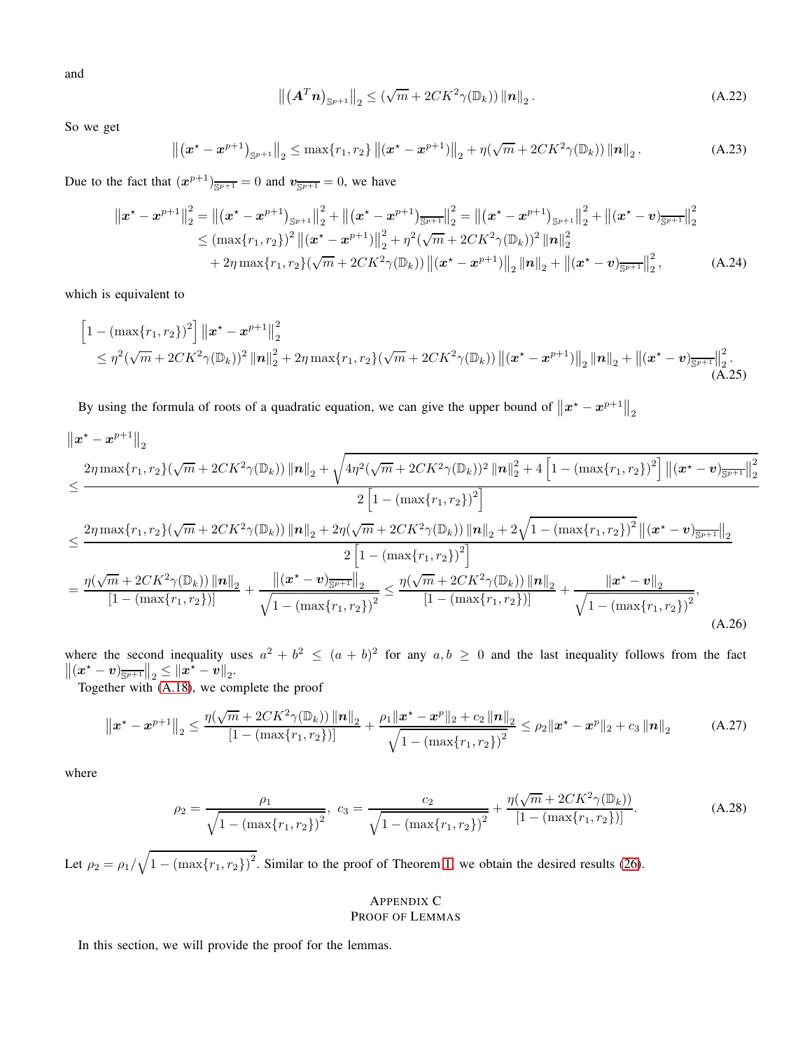and

$$\left\|\left(\boldsymbol{A}^T\boldsymbol{n}\right)_{\mathbb{S}^{p+1}}\right\|_2 \le (\sqrt{m} + 2CK^2\gamma(\mathbb{D}_k))\left\|\boldsymbol{n}\right\|_2. \tag{A.22}$$

So we get

$$\left\|\left(\boldsymbol{x}^\star - \boldsymbol{x}^{p+1}\right)_{\mathbb{S}^{p+1}}\right\|_2 \le \max\{r_1, r_2\}\left\|\left(\boldsymbol{x}^\star - \boldsymbol{x}^{p+1}\right)\right\|_2 + \eta(\sqrt{m} + 2CK^2\gamma(\mathbb{D}_k))\left\|\boldsymbol{n}\right\|_2. \tag{A.23}$$

Due to the fact that $(\boldsymbol{x}^{p+1})_{\overline{\mathbb{S}^{p+1}}} = 0$ and $\boldsymbol{v}_{\overline{\mathbb{S}^{p+1}}} = 0$, we have

$$\begin{aligned}
\left\|\boldsymbol{x}^\star - \boldsymbol{x}^{p+1}\right\|_2^2 &= \left\|\left(\boldsymbol{x}^\star - \boldsymbol{x}^{p+1}\right)_{\mathbb{S}^{p+1}}\right\|_2^2 + \left\|\left(\boldsymbol{x}^\star - \boldsymbol{x}^{p+1}\right)_{\overline{\mathbb{S}^{p+1}}}\right\|_2^2 = \left\|\left(\boldsymbol{x}^\star - \boldsymbol{x}^{p+1}\right)_{\mathbb{S}^{p+1}}\right\|_2^2 + \left\|\left(\boldsymbol{x}^\star - \boldsymbol{v}\right)_{\overline{\mathbb{S}^{p+1}}}\right\|_2^2 \\
&\le (\max\{r_1, r_2\})^2\left\|\left(\boldsymbol{x}^\star - \boldsymbol{x}^{p+1}\right)\right\|_2^2 + \eta^2(\sqrt{m} + 2CK^2\gamma(\mathbb{D}_k))^2\left\|\boldsymbol{n}\right\|_2^2 \\
&\quad + 2\eta\max\{r_1, r_2\}(\sqrt{m} + 2CK^2\gamma(\mathbb{D}_k))\left\|\left(\boldsymbol{x}^\star - \boldsymbol{x}^{p+1}\right)\right\|_2\left\|\boldsymbol{n}\right\|_2 + \left\|\left(\boldsymbol{x}^\star - \boldsymbol{v}\right)_{\overline{\mathbb{S}^{p+1}}}\right\|_2^2,
\end{aligned} \tag{A.24}$$

which is equivalent to

$$\begin{aligned}
&\left[1 - (\max\{r_1, r_2\})^2\right]\left\|\boldsymbol{x}^\star - \boldsymbol{x}^{p+1}\right\|_2^2 \\
&\le \eta^2(\sqrt{m} + 2CK^2\gamma(\mathbb{D}_k))^2\left\|\boldsymbol{n}\right\|_2^2 + 2\eta\max\{r_1, r_2\}(\sqrt{m} + 2CK^2\gamma(\mathbb{D}_k))\left\|\left(\boldsymbol{x}^\star - \boldsymbol{x}^{p+1}\right)\right\|_2\left\|\boldsymbol{n}\right\|_2 + \left\|\left(\boldsymbol{x}^\star - \boldsymbol{v}\right)_{\overline{\mathbb{S}^{p+1}}}\right\|_2^2.
\end{aligned} \tag{A.25}$$

By using the formula of roots of a quadratic equation, we can give the upper bound of $\left\|\boldsymbol{x}^\star - \boldsymbol{x}^{p+1}\right\|_2$

$$\begin{aligned}
&\left\|\boldsymbol{x}^\star - \boldsymbol{x}^{p+1}\right\|_2 \\
&\le \frac{2\eta\max\{r_1, r_2\}(\sqrt{m} + 2CK^2\gamma(\mathbb{D}_k))\left\|\boldsymbol{n}\right\|_2 + \sqrt{4\eta^2(\sqrt{m} + 2CK^2\gamma(\mathbb{D}_k))^2\left\|\boldsymbol{n}\right\|_2^2 + 4\left[1 - (\max\{r_1, r_2\})^2\right]\left\|\left(\boldsymbol{x}^\star - \boldsymbol{v}\right)_{\overline{\mathbb{S}^{p+1}}}\right\|_2^2}}{2\left[1 - (\max\{r_1, r_2\})^2\right]} \\
&\le \frac{2\eta\max\{r_1, r_2\}(\sqrt{m} + 2CK^2\gamma(\mathbb{D}_k))\left\|\boldsymbol{n}\right\|_2 + 2\eta(\sqrt{m} + 2CK^2\gamma(\mathbb{D}_k))\left\|\boldsymbol{n}\right\|_2 + 2\sqrt{1 - (\max\{r_1, r_2\})^2}\left\|\left(\boldsymbol{x}^\star - \boldsymbol{v}\right)_{\overline{\mathbb{S}^{p+1}}}\right\|_2}{2\left[1 - (\max\{r_1, r_2\})^2\right]} \\
&= \frac{\eta(\sqrt{m} + 2CK^2\gamma(\mathbb{D}_k))\left\|\boldsymbol{n}\right\|_2}{\left[1 - (\max\{r_1, r_2\})\right]} + \frac{\left\|\left(\boldsymbol{x}^\star - \boldsymbol{v}\right)_{\overline{\mathbb{S}^{p+1}}}\right\|_2}{\sqrt{1 - (\max\{r_1, r_2\})^2}} \le \frac{\eta(\sqrt{m} + 2CK^2\gamma(\mathbb{D}_k))\left\|\boldsymbol{n}\right\|_2}{\left[1 - (\max\{r_1, r_2\})\right]} + \frac{\left\|\boldsymbol{x}^\star - \boldsymbol{v}\right\|_2}{\sqrt{1 - (\max\{r_1, r_2\})^2}},
\end{aligned} \tag{A.26}$$

where the second inequality uses $a^2 + b^2 \le (a+b)^2$ for any $a, b \ge 0$ and the last inequality follows from the fact $\left\|\left(\boldsymbol{x}^\star - \boldsymbol{v}\right)_{\overline{\mathbb{S}^{p+1}}}\right\|_2 \le \left\|\boldsymbol{x}^\star - \boldsymbol{v}\right\|_2$.

Together with (A.18), we complete the proof

$$\left\|\boldsymbol{x}^\star - \boldsymbol{x}^{p+1}\right\|_2 \le \frac{\eta(\sqrt{m} + 2CK^2\gamma(\mathbb{D}_k))\left\|\boldsymbol{n}\right\|_2}{\left[1 - (\max\{r_1, r_2\})\right]} + \frac{\rho_1\|\boldsymbol{x}^\star - \boldsymbol{x}^p\|_2 + c_2\left\|\boldsymbol{n}\right\|_2}{\sqrt{1 - (\max\{r_1, r_2\})^2}} \le \rho_2\|\boldsymbol{x}^\star - \boldsymbol{x}^p\|_2 + c_3\left\|\boldsymbol{n}\right\|_2 \tag{A.27}$$

where

$$\rho_2 = \frac{\rho_1}{\sqrt{1 - (\max\{r_1, r_2\})^2}},\ c_3 = \frac{c_2}{\sqrt{1 - (\max\{r_1, r_2\})^2}} + \frac{\eta(\sqrt{m} + 2CK^2\gamma(\mathbb{D}_k))}{\left[1 - (\max\{r_1, r_2\})\right]}. \tag{A.28}$$

Let $\rho_2 = \rho_1/\sqrt{1 - (\max\{r_1, r_2\})^2}$. Similar to the proof of Theorem 1, we obtain the desired results (26).

## Appendix C
## Proof of Lemmas

In this section, we will provide the proof for the lemmas.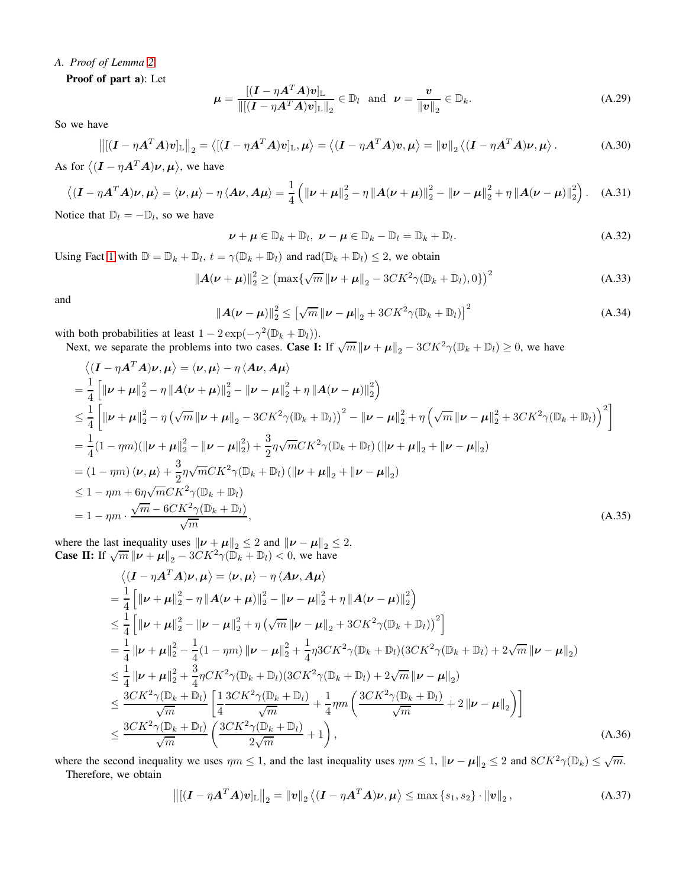## A. Proof of Lemma 2

**Proof of part a)**: Let

$$
\boldsymbol{\mu} = \frac{[(\boldsymbol{I} - \eta \boldsymbol{A}^T \boldsymbol{A})\boldsymbol{v}]_{\mathbb{L}}}{\|[(\boldsymbol{I} - \eta \boldsymbol{A}^T \boldsymbol{A})\boldsymbol{v}]_{\mathbb{L}}\|_2} \in \mathbb{D}_l \ \text{ and } \ \boldsymbol{\nu} = \frac{\boldsymbol{v}}{\|\boldsymbol{v}\|_2} \in \mathbb{D}_k. \tag{A.29}
$$

So we have

$$
\left\|[(\boldsymbol{I} - \eta \boldsymbol{A}^T \boldsymbol{A})\boldsymbol{v}]_{\mathbb{L}}\right\|_2 = \left\langle [(\boldsymbol{I} - \eta \boldsymbol{A}^T \boldsymbol{A})\boldsymbol{v}]_{\mathbb{L}}, \boldsymbol{\mu} \right\rangle = \left\langle (\boldsymbol{I} - \eta \boldsymbol{A}^T \boldsymbol{A})\boldsymbol{v}, \boldsymbol{\mu} \right\rangle = \|\boldsymbol{v}\|_2 \left\langle (\boldsymbol{I} - \eta \boldsymbol{A}^T \boldsymbol{A})\boldsymbol{\nu}, \boldsymbol{\mu} \right\rangle. \tag{A.30}
$$

As for $\left\langle (\boldsymbol{I} - \eta \boldsymbol{A}^T \boldsymbol{A})\boldsymbol{\nu}, \boldsymbol{\mu} \right\rangle$, we have

$$
\left\langle (\boldsymbol{I} - \eta \boldsymbol{A}^T \boldsymbol{A})\boldsymbol{\nu}, \boldsymbol{\mu} \right\rangle = \langle \boldsymbol{\nu}, \boldsymbol{\mu} \rangle - \eta \langle \boldsymbol{A}\boldsymbol{\nu}, \boldsymbol{A}\boldsymbol{\mu} \rangle = \frac{1}{4}\left( \|\boldsymbol{\nu} + \boldsymbol{\mu}\|_2^2 - \eta \|\boldsymbol{A}(\boldsymbol{\nu} + \boldsymbol{\mu})\|_2^2 - \|\boldsymbol{\nu} - \boldsymbol{\mu}\|_2^2 + \eta \|\boldsymbol{A}(\boldsymbol{\nu} - \boldsymbol{\mu})\|_2^2 \right). \tag{A.31}
$$

Notice that $\mathbb{D}_l = -\mathbb{D}_l$, so we have

$$
\boldsymbol{\nu} + \boldsymbol{\mu} \in \mathbb{D}_k + \mathbb{D}_l, \ \boldsymbol{\nu} - \boldsymbol{\mu} \in \mathbb{D}_k - \mathbb{D}_l = \mathbb{D}_k + \mathbb{D}_l. \tag{A.32}
$$

Using Fact 1 with $\mathbb{D} = \mathbb{D}_k + \mathbb{D}_l$, $t = \gamma(\mathbb{D}_k + \mathbb{D}_l)$ and $\mathrm{rad}(\mathbb{D}_k + \mathbb{D}_l) \le 2$, we obtain

$$
\|\boldsymbol{A}(\boldsymbol{\nu} + \boldsymbol{\mu})\|_2^2 \ge \left( \max\{\sqrt{m}\,\|\boldsymbol{\nu} + \boldsymbol{\mu}\|_2 - 3CK^2\gamma(\mathbb{D}_k + \mathbb{D}_l), 0\} \right)^2 \tag{A.33}
$$

and

$$
\|\boldsymbol{A}(\boldsymbol{\nu} - \boldsymbol{\mu})\|_2^2 \le \left[ \sqrt{m}\,\|\boldsymbol{\nu} - \boldsymbol{\mu}\|_2 + 3CK^2\gamma(\mathbb{D}_k + \mathbb{D}_l) \right]^2 \tag{A.34}
$$

with both probabilities at least $1 - 2\exp(-\gamma^2(\mathbb{D}_k + \mathbb{D}_l))$.

Next, we separate the problems into two cases. **Case I:** If $\sqrt{m}\,\|\boldsymbol{\nu} + \boldsymbol{\mu}\|_2 - 3CK^2\gamma(\mathbb{D}_k + \mathbb{D}_l) \ge 0$, we have

$$
\begin{aligned}
&\left\langle (\boldsymbol{I} - \eta \boldsymbol{A}^T \boldsymbol{A})\boldsymbol{\nu}, \boldsymbol{\mu} \right\rangle = \langle \boldsymbol{\nu}, \boldsymbol{\mu} \rangle - \eta \langle \boldsymbol{A}\boldsymbol{\nu}, \boldsymbol{A}\boldsymbol{\mu} \rangle \\
&= \frac{1}{4}\left[ \|\boldsymbol{\nu} + \boldsymbol{\mu}\|_2^2 - \eta \|\boldsymbol{A}(\boldsymbol{\nu} + \boldsymbol{\mu})\|_2^2 - \|\boldsymbol{\nu} - \boldsymbol{\mu}\|_2^2 + \eta \|\boldsymbol{A}(\boldsymbol{\nu} - \boldsymbol{\mu})\|_2^2 \right) \\
&\le \frac{1}{4}\left[ \|\boldsymbol{\nu} + \boldsymbol{\mu}\|_2^2 - \eta \left( \sqrt{m}\,\|\boldsymbol{\nu} + \boldsymbol{\mu}\|_2 - 3CK^2\gamma(\mathbb{D}_k + \mathbb{D}_l) \right)^2 - \|\boldsymbol{\nu} - \boldsymbol{\mu}\|_2^2 + \eta \left( \sqrt{m}\,\|\boldsymbol{\nu} - \boldsymbol{\mu}\|_2^2 + 3CK^2\gamma(\mathbb{D}_k + \mathbb{D}_l) \right)^2 \right] \\
&= \frac{1}{4}(1 - \eta m)(\|\boldsymbol{\nu} + \boldsymbol{\mu}\|_2^2 - \|\boldsymbol{\nu} - \boldsymbol{\mu}\|_2^2) + \frac{3}{2}\eta\sqrt{m}CK^2\gamma(\mathbb{D}_k + \mathbb{D}_l)\left( \|\boldsymbol{\nu} + \boldsymbol{\mu}\|_2 + \|\boldsymbol{\nu} - \boldsymbol{\mu}\|_2 \right) \\
&= (1 - \eta m)\langle \boldsymbol{\nu}, \boldsymbol{\mu} \rangle + \frac{3}{2}\eta\sqrt{m}CK^2\gamma(\mathbb{D}_k + \mathbb{D}_l)\left( \|\boldsymbol{\nu} + \boldsymbol{\mu}\|_2 + \|\boldsymbol{\nu} - \boldsymbol{\mu}\|_2 \right) \\
&\le 1 - \eta m + 6\eta\sqrt{m}CK^2\gamma(\mathbb{D}_k + \mathbb{D}_l) \\
&= 1 - \eta m \cdot \frac{\sqrt{m} - 6CK^2\gamma(\mathbb{D}_k + \mathbb{D}_l)}{\sqrt{m}},
\end{aligned} \tag{A.35}
$$

where the last inequality uses $\|\boldsymbol{\nu} + \boldsymbol{\mu}\|_2 \le 2$ and $\|\boldsymbol{\nu} - \boldsymbol{\mu}\|_2 \le 2$.

**Case II:** If $\sqrt{m}\,\|\boldsymbol{\nu} + \boldsymbol{\mu}\|_2 - 3CK^2\gamma(\mathbb{D}_k + \mathbb{D}_l) < 0$, we have

$$
\begin{aligned}
&\left\langle (\boldsymbol{I} - \eta \boldsymbol{A}^T \boldsymbol{A})\boldsymbol{\nu}, \boldsymbol{\mu} \right\rangle = \langle \boldsymbol{\nu}, \boldsymbol{\mu} \rangle - \eta \langle \boldsymbol{A}\boldsymbol{\nu}, \boldsymbol{A}\boldsymbol{\mu} \rangle \\
&= \frac{1}{4}\left[ \|\boldsymbol{\nu} + \boldsymbol{\mu}\|_2^2 - \eta \|\boldsymbol{A}(\boldsymbol{\nu} + \boldsymbol{\mu})\|_2^2 - \|\boldsymbol{\nu} - \boldsymbol{\mu}\|_2^2 + \eta \|\boldsymbol{A}(\boldsymbol{\nu} - \boldsymbol{\mu})\|_2^2 \right) \\
&\le \frac{1}{4}\left[ \|\boldsymbol{\nu} + \boldsymbol{\mu}\|_2^2 - \|\boldsymbol{\nu} - \boldsymbol{\mu}\|_2^2 + \eta \left( \sqrt{m}\,\|\boldsymbol{\nu} - \boldsymbol{\mu}\|_2 + 3CK^2\gamma(\mathbb{D}_k + \mathbb{D}_l) \right)^2 \right] \\
&= \frac{1}{4}\|\boldsymbol{\nu} + \boldsymbol{\mu}\|_2^2 - \frac{1}{4}(1 - \eta m)\|\boldsymbol{\nu} - \boldsymbol{\mu}\|_2^2 + \frac{1}{4}\eta 3CK^2\gamma(\mathbb{D}_k + \mathbb{D}_l)(3CK^2\gamma(\mathbb{D}_k + \mathbb{D}_l) + 2\sqrt{m}\,\|\boldsymbol{\nu} - \boldsymbol{\mu}\|_2) \\
&\le \frac{1}{4}\|\boldsymbol{\nu} + \boldsymbol{\mu}\|_2^2 + \frac{3}{4}\eta CK^2\gamma(\mathbb{D}_k + \mathbb{D}_l)(3CK^2\gamma(\mathbb{D}_k + \mathbb{D}_l) + 2\sqrt{m}\,\|\boldsymbol{\nu} - \boldsymbol{\mu}\|_2) \\
&\le \frac{3CK^2\gamma(\mathbb{D}_k + \mathbb{D}_l)}{\sqrt{m}}\left[ \frac{1}{4}\frac{3CK^2\gamma(\mathbb{D}_k + \mathbb{D}_l)}{\sqrt{m}} + \frac{1}{4}\eta m \left( \frac{3CK^2\gamma(\mathbb{D}_k + \mathbb{D}_l)}{\sqrt{m}} + 2\|\boldsymbol{\nu} - \boldsymbol{\mu}\|_2 \right) \right] \\
&\le \frac{3CK^2\gamma(\mathbb{D}_k + \mathbb{D}_l)}{\sqrt{m}}\left( \frac{3CK^2\gamma(\mathbb{D}_k + \mathbb{D}_l)}{2\sqrt{m}} + 1 \right),
\end{aligned} \tag{A.36}
$$

where the second inequality we uses $\eta m \le 1$, and the last inequality uses $\eta m \le 1$, $\|\boldsymbol{\nu} - \boldsymbol{\mu}\|_2 \le 2$ and $8CK^2\gamma(\mathbb{D}_k) \le \sqrt{m}$.

Therefore, we obtain

$$
\left\|[(\boldsymbol{I} - \eta \boldsymbol{A}^T \boldsymbol{A})\boldsymbol{v}]_{\mathbb{L}}\right\|_2 = \|\boldsymbol{v}\|_2 \left\langle (\boldsymbol{I} - \eta \boldsymbol{A}^T \boldsymbol{A})\boldsymbol{\nu}, \boldsymbol{\mu} \right\rangle \le \max\{s_1, s_2\} \cdot \|\boldsymbol{v}\|_2, \tag{A.37}
$$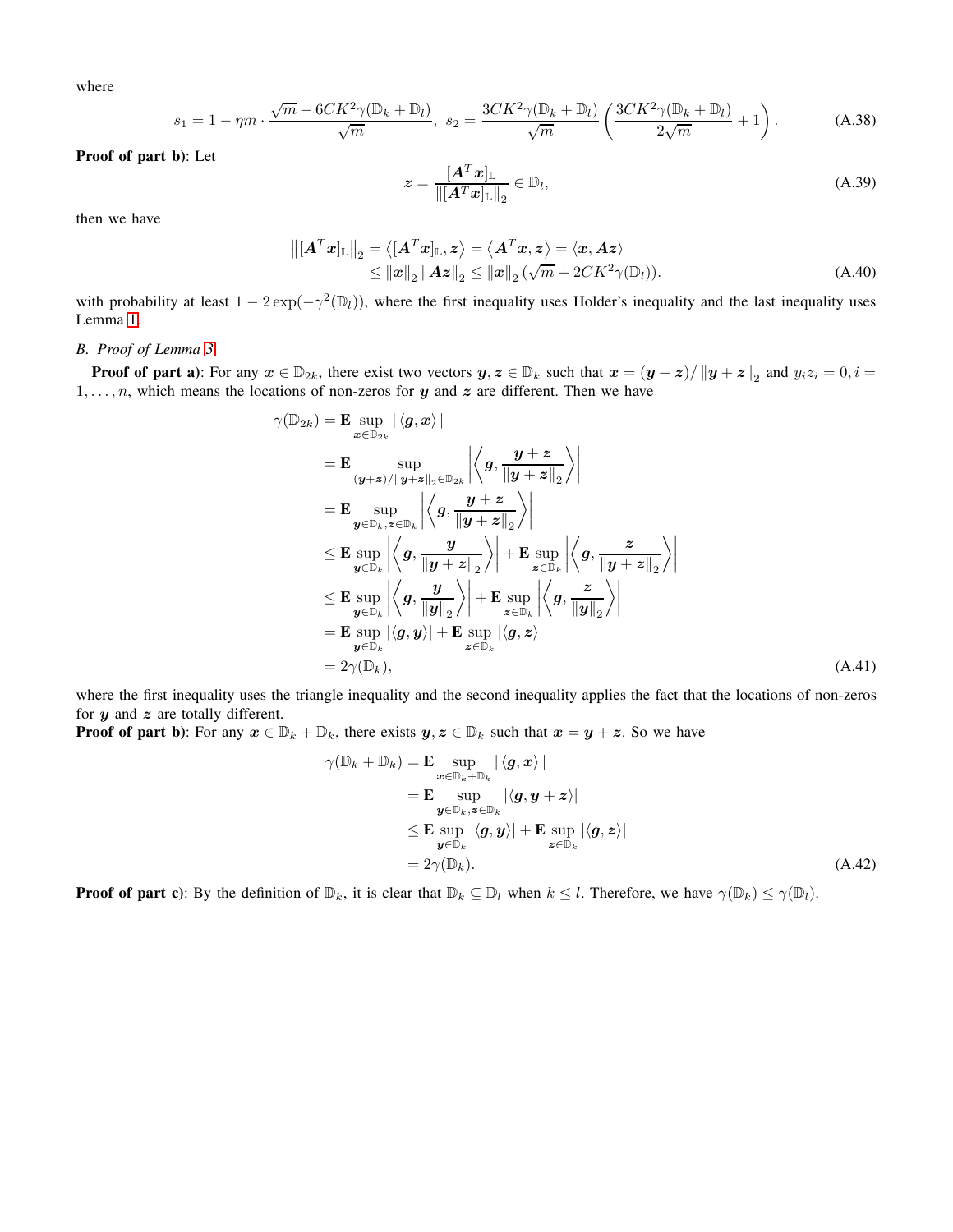where

$$s_1 = 1 - \eta m \cdot \frac{\sqrt{m} - 6CK^2\gamma(\mathbb{D}_k + \mathbb{D}_l)}{\sqrt{m}}, \;\; s_2 = \frac{3CK^2\gamma(\mathbb{D}_k + \mathbb{D}_l)}{\sqrt{m}}\left(\frac{3CK^2\gamma(\mathbb{D}_k + \mathbb{D}_l)}{2\sqrt{m}} + 1\right). \tag{A.38}$$

**Proof of part b)**: Let

$$\boldsymbol{z} = \frac{[\boldsymbol{A}^T\boldsymbol{x}]_{\mathbb{L}}}{\|[\boldsymbol{A}^T\boldsymbol{x}]_{\mathbb{L}}\|_2} \in \mathbb{D}_l, \tag{A.39}$$

then we have

$$\begin{aligned} \left\|[\boldsymbol{A}^T\boldsymbol{x}]_{\mathbb{L}}\right\|_2 &= \left\langle [\boldsymbol{A}^T\boldsymbol{x}]_{\mathbb{L}}, \boldsymbol{z}\right\rangle = \left\langle \boldsymbol{A}^T\boldsymbol{x}, \boldsymbol{z}\right\rangle = \langle \boldsymbol{x}, \boldsymbol{A}\boldsymbol{z}\rangle \\ &\leq \|\boldsymbol{x}\|_2 \|\boldsymbol{A}\boldsymbol{z}\|_2 \leq \|\boldsymbol{x}\|_2 (\sqrt{m} + 2CK^2\gamma(\mathbb{D}_l)). \end{aligned} \tag{A.40}$$

with probability at least $1 - 2\exp(-\gamma^2(\mathbb{D}_l))$, where the first inequality uses Holder's inequality and the last inequality uses Lemma 1.

### B. Proof of Lemma 3

**Proof of part a)**: For any $\boldsymbol{x} \in \mathbb{D}_{2k}$, there exist two vectors $\boldsymbol{y}, \boldsymbol{z} \in \mathbb{D}_k$ such that $\boldsymbol{x} = (\boldsymbol{y}+\boldsymbol{z})/\|\boldsymbol{y}+\boldsymbol{z}\|_2$ and $y_i z_i = 0, i = 1, \ldots, n$, which means the locations of non-zeros for $\boldsymbol{y}$ and $\boldsymbol{z}$ are different. Then we have

$$\begin{aligned} \gamma(\mathbb{D}_{2k}) &= \mathbf{E} \sup_{\boldsymbol{x}\in\mathbb{D}_{2k}} |\langle \boldsymbol{g}, \boldsymbol{x}\rangle| \\ &= \mathbf{E} \sup_{(\boldsymbol{y}+\boldsymbol{z})/\|\boldsymbol{y}+\boldsymbol{z}\|_2 \in \mathbb{D}_{2k}} \left|\left\langle \boldsymbol{g}, \frac{\boldsymbol{y}+\boldsymbol{z}}{\|\boldsymbol{y}+\boldsymbol{z}\|_2}\right\rangle\right| \\ &= \mathbf{E} \sup_{\boldsymbol{y}\in\mathbb{D}_k, \boldsymbol{z}\in\mathbb{D}_k} \left|\left\langle \boldsymbol{g}, \frac{\boldsymbol{y}+\boldsymbol{z}}{\|\boldsymbol{y}+\boldsymbol{z}\|_2}\right\rangle\right| \\ &\leq \mathbf{E} \sup_{\boldsymbol{y}\in\mathbb{D}_k} \left|\left\langle \boldsymbol{g}, \frac{\boldsymbol{y}}{\|\boldsymbol{y}+\boldsymbol{z}\|_2}\right\rangle\right| + \mathbf{E} \sup_{\boldsymbol{z}\in\mathbb{D}_k} \left|\left\langle \boldsymbol{g}, \frac{\boldsymbol{z}}{\|\boldsymbol{y}+\boldsymbol{z}\|_2}\right\rangle\right| \\ &\leq \mathbf{E} \sup_{\boldsymbol{y}\in\mathbb{D}_k} \left|\left\langle \boldsymbol{g}, \frac{\boldsymbol{y}}{\|\boldsymbol{y}\|_2}\right\rangle\right| + \mathbf{E} \sup_{\boldsymbol{z}\in\mathbb{D}_k} \left|\left\langle \boldsymbol{g}, \frac{\boldsymbol{z}}{\|\boldsymbol{y}\|_2}\right\rangle\right| \\ &= \mathbf{E} \sup_{\boldsymbol{y}\in\mathbb{D}_k} |\langle \boldsymbol{g}, \boldsymbol{y}\rangle| + \mathbf{E} \sup_{\boldsymbol{z}\in\mathbb{D}_k} |\langle \boldsymbol{g}, \boldsymbol{z}\rangle| \\ &= 2\gamma(\mathbb{D}_k), \end{aligned} \tag{A.41}$$

where the first inequality uses the triangle inequality and the second inequality applies the fact that the locations of non-zeros for $\boldsymbol{y}$ and $\boldsymbol{z}$ are totally different.

**Proof of part b)**: For any $\boldsymbol{x} \in \mathbb{D}_k + \mathbb{D}_k$, there exists $\boldsymbol{y}, \boldsymbol{z} \in \mathbb{D}_k$ such that $\boldsymbol{x} = \boldsymbol{y} + \boldsymbol{z}$. So we have

$$\begin{aligned} \gamma(\mathbb{D}_k + \mathbb{D}_k) &= \mathbf{E} \sup_{\boldsymbol{x}\in\mathbb{D}_k+\mathbb{D}_k} |\langle \boldsymbol{g}, \boldsymbol{x}\rangle| \\ &= \mathbf{E} \sup_{\boldsymbol{y}\in\mathbb{D}_k, \boldsymbol{z}\in\mathbb{D}_k} |\langle \boldsymbol{g}, \boldsymbol{y}+\boldsymbol{z}\rangle| \\ &\leq \mathbf{E} \sup_{\boldsymbol{y}\in\mathbb{D}_k} |\langle \boldsymbol{g}, \boldsymbol{y}\rangle| + \mathbf{E} \sup_{\boldsymbol{z}\in\mathbb{D}_k} |\langle \boldsymbol{g}, \boldsymbol{z}\rangle| \\ &= 2\gamma(\mathbb{D}_k). \end{aligned} \tag{A.42}$$

**Proof of part c)**: By the definition of $\mathbb{D}_k$, it is clear that $\mathbb{D}_k \subseteq \mathbb{D}_l$ when $k \leq l$. Therefore, we have $\gamma(\mathbb{D}_k) \leq \gamma(\mathbb{D}_l)$.